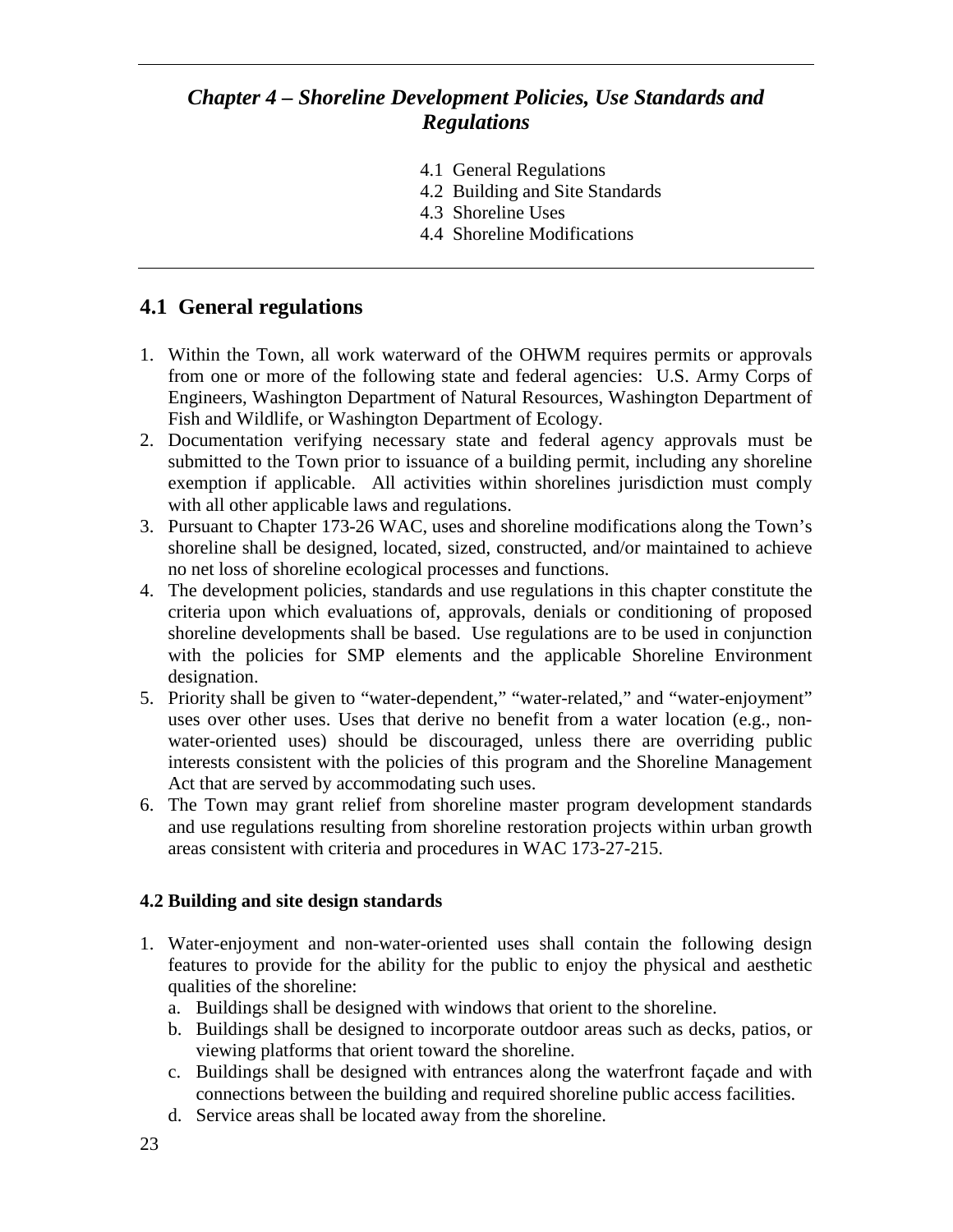## *Chapter 4 – Shoreline Development Policies, Use Standards and Regulations*

4.1 General Regulations
4.2 Building and Site Standards
4.3 Shoreline Uses
4.4 Shoreline Modifications

## 4.1 General regulations

1. Within the Town, all work waterward of the OHWM requires permits or approvals from one or more of the following state and federal agencies: U.S. Army Corps of Engineers, Washington Department of Natural Resources, Washington Department of Fish and Wildlife, or Washington Department of Ecology.
2. Documentation verifying necessary state and federal agency approvals must be submitted to the Town prior to issuance of a building permit, including any shoreline exemption if applicable. All activities within shorelines jurisdiction must comply with all other applicable laws and regulations.
3. Pursuant to Chapter 173-26 WAC, uses and shoreline modifications along the Town's shoreline shall be designed, located, sized, constructed, and/or maintained to achieve no net loss of shoreline ecological processes and functions.
4. The development policies, standards and use regulations in this chapter constitute the criteria upon which evaluations of, approvals, denials or conditioning of proposed shoreline developments shall be based. Use regulations are to be used in conjunction with the policies for SMP elements and the applicable Shoreline Environment designation.
5. Priority shall be given to "water-dependent," "water-related," and "water-enjoyment" uses over other uses. Uses that derive no benefit from a water location (e.g., non-water-oriented uses) should be discouraged, unless there are overriding public interests consistent with the policies of this program and the Shoreline Management Act that are served by accommodating such uses.
6. The Town may grant relief from shoreline master program development standards and use regulations resulting from shoreline restoration projects within urban growth areas consistent with criteria and procedures in WAC 173-27-215.

### 4.2 Building and site design standards

1. Water-enjoyment and non-water-oriented uses shall contain the following design features to provide for the ability for the public to enjoy the physical and aesthetic qualities of the shoreline:
   a. Buildings shall be designed with windows that orient to the shoreline.
   b. Buildings shall be designed to incorporate outdoor areas such as decks, patios, or viewing platforms that orient toward the shoreline.
   c. Buildings shall be designed with entrances along the waterfront façade and with connections between the building and required shoreline public access facilities.
   d. Service areas shall be located away from the shoreline.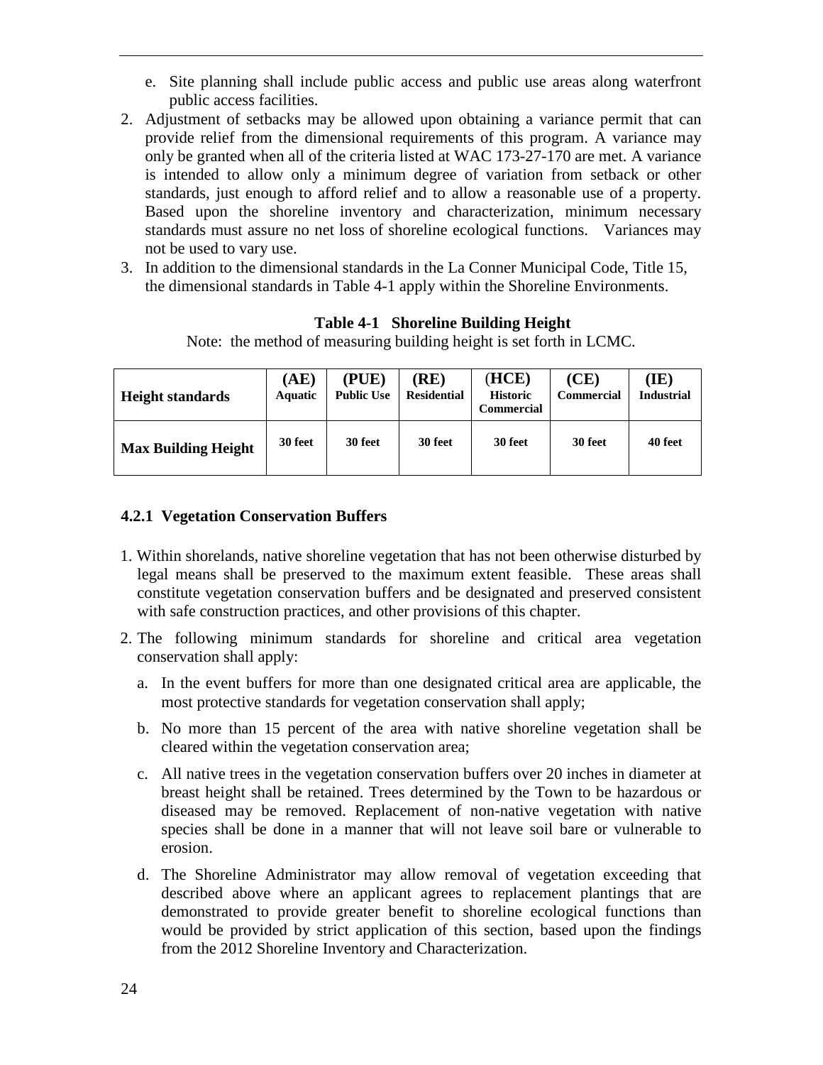e. Site planning shall include public access and public use areas along waterfront public access facilities.

2. Adjustment of setbacks may be allowed upon obtaining a variance permit that can provide relief from the dimensional requirements of this program. A variance may only be granted when all of the criteria listed at WAC 173-27-170 are met. A variance is intended to allow only a minimum degree of variation from setback or other standards, just enough to afford relief and to allow a reasonable use of a property. Based upon the shoreline inventory and characterization, minimum necessary standards must assure no net loss of shoreline ecological functions. Variances may not be used to vary use.
3. In addition to the dimensional standards in the La Conner Municipal Code, Title 15, the dimensional standards in Table 4-1 apply within the Shoreline Environments.

**Table 4-1 Shoreline Building Height**

Note: the method of measuring building height is set forth in LCMC.

| Height standards | (AE) Aquatic | (PUE) Public Use | (RE) Residential | (HCE) Historic Commercial | (CE) Commercial | (IE) Industrial |
|---|---|---|---|---|---|---|
| **Max Building Height** | 30 feet | 30 feet | 30 feet | 30 feet | 30 feet | 40 feet |

### 4.2.1 Vegetation Conservation Buffers

1. Within shorelands, native shoreline vegetation that has not been otherwise disturbed by legal means shall be preserved to the maximum extent feasible. These areas shall constitute vegetation conservation buffers and be designated and preserved consistent with safe construction practices, and other provisions of this chapter.
2. The following minimum standards for shoreline and critical area vegetation conservation shall apply:
   a. In the event buffers for more than one designated critical area are applicable, the most protective standards for vegetation conservation shall apply;
   b. No more than 15 percent of the area with native shoreline vegetation shall be cleared within the vegetation conservation area;
   c. All native trees in the vegetation conservation buffers over 20 inches in diameter at breast height shall be retained. Trees determined by the Town to be hazardous or diseased may be removed. Replacement of non-native vegetation with native species shall be done in a manner that will not leave soil bare or vulnerable to erosion.
   d. The Shoreline Administrator may allow removal of vegetation exceeding that described above where an applicant agrees to replacement plantings that are demonstrated to provide greater benefit to shoreline ecological functions than would be provided by strict application of this section, based upon the findings from the 2012 Shoreline Inventory and Characterization.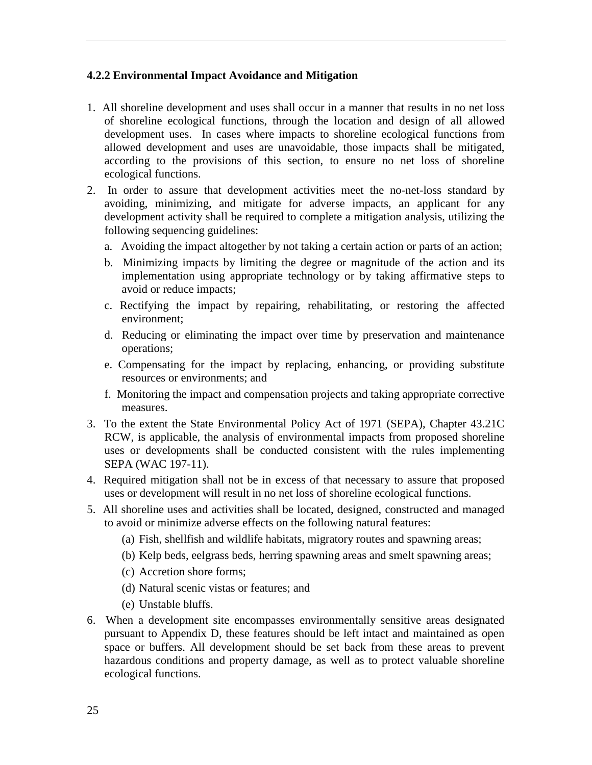### 4.2.2 Environmental Impact Avoidance and Mitigation

1. All shoreline development and uses shall occur in a manner that results in no net loss of shoreline ecological functions, through the location and design of all allowed development uses. In cases where impacts to shoreline ecological functions from allowed development and uses are unavoidable, those impacts shall be mitigated, according to the provisions of this section, to ensure no net loss of shoreline ecological functions.
2. In order to assure that development activities meet the no-net-loss standard by avoiding, minimizing, and mitigate for adverse impacts, an applicant for any development activity shall be required to complete a mitigation analysis, utilizing the following sequencing guidelines:
   a. Avoiding the impact altogether by not taking a certain action or parts of an action;
   b. Minimizing impacts by limiting the degree or magnitude of the action and its implementation using appropriate technology or by taking affirmative steps to avoid or reduce impacts;
   c. Rectifying the impact by repairing, rehabilitating, or restoring the affected environment;
   d. Reducing or eliminating the impact over time by preservation and maintenance operations;
   e. Compensating for the impact by replacing, enhancing, or providing substitute resources or environments; and
   f. Monitoring the impact and compensation projects and taking appropriate corrective measures.
3. To the extent the State Environmental Policy Act of 1971 (SEPA), Chapter 43.21C RCW, is applicable, the analysis of environmental impacts from proposed shoreline uses or developments shall be conducted consistent with the rules implementing SEPA (WAC 197-11).
4. Required mitigation shall not be in excess of that necessary to assure that proposed uses or development will result in no net loss of shoreline ecological functions.
5. All shoreline uses and activities shall be located, designed, constructed and managed to avoid or minimize adverse effects on the following natural features:
   (a) Fish, shellfish and wildlife habitats, migratory routes and spawning areas;
   (b) Kelp beds, eelgrass beds, herring spawning areas and smelt spawning areas;
   (c) Accretion shore forms;
   (d) Natural scenic vistas or features; and
   (e) Unstable bluffs.
6. When a development site encompasses environmentally sensitive areas designated pursuant to Appendix D, these features should be left intact and maintained as open space or buffers. All development should be set back from these areas to prevent hazardous conditions and property damage, as well as to protect valuable shoreline ecological functions.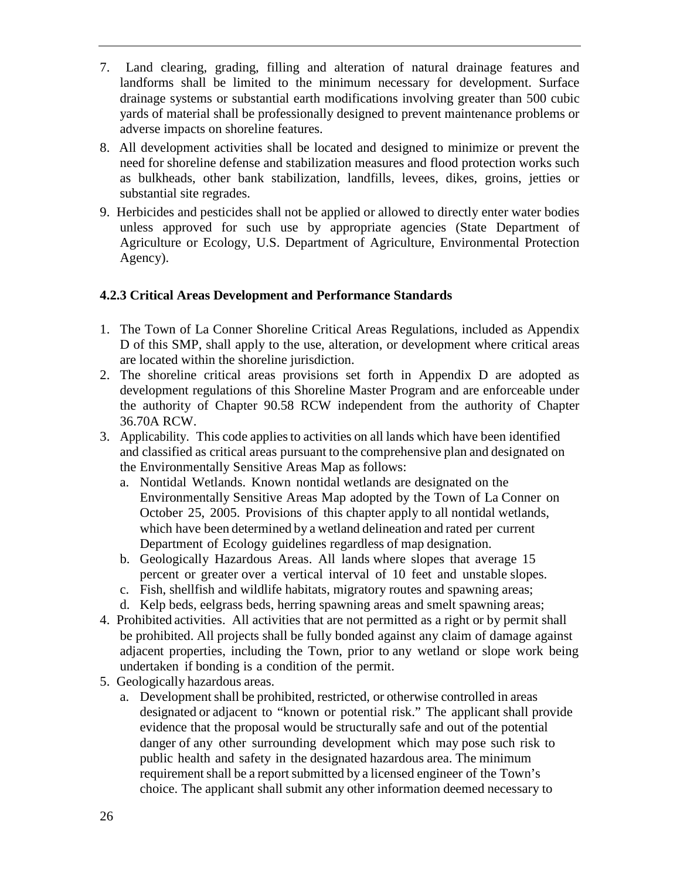7. Land clearing, grading, filling and alteration of natural drainage features and landforms shall be limited to the minimum necessary for development. Surface drainage systems or substantial earth modifications involving greater than 500 cubic yards of material shall be professionally designed to prevent maintenance problems or adverse impacts on shoreline features.
8. All development activities shall be located and designed to minimize or prevent the need for shoreline defense and stabilization measures and flood protection works such as bulkheads, other bank stabilization, landfills, levees, dikes, groins, jetties or substantial site regrades.
9. Herbicides and pesticides shall not be applied or allowed to directly enter water bodies unless approved for such use by appropriate agencies (State Department of Agriculture or Ecology, U.S. Department of Agriculture, Environmental Protection Agency).

#### 4.2.3 Critical Areas Development and Performance Standards

1. The Town of La Conner Shoreline Critical Areas Regulations, included as Appendix D of this SMP, shall apply to the use, alteration, or development where critical areas are located within the shoreline jurisdiction.
2. The shoreline critical areas provisions set forth in Appendix D are adopted as development regulations of this Shoreline Master Program and are enforceable under the authority of Chapter 90.58 RCW independent from the authority of Chapter 36.70A RCW.
3. Applicability. This code applies to activities on all lands which have been identified and classified as critical areas pursuant to the comprehensive plan and designated on the Environmentally Sensitive Areas Map as follows:
   a. Nontidal Wetlands. Known nontidal wetlands are designated on the Environmentally Sensitive Areas Map adopted by the Town of La Conner on October 25, 2005. Provisions of this chapter apply to all nontidal wetlands, which have been determined by a wetland delineation and rated per current Department of Ecology guidelines regardless of map designation.
   b. Geologically Hazardous Areas. All lands where slopes that average 15 percent or greater over a vertical interval of 10 feet and unstable slopes.
   c. Fish, shellfish and wildlife habitats, migratory routes and spawning areas;
   d. Kelp beds, eelgrass beds, herring spawning areas and smelt spawning areas;
4. Prohibited activities. All activities that are not permitted as a right or by permit shall be prohibited. All projects shall be fully bonded against any claim of damage against adjacent properties, including the Town, prior to any wetland or slope work being undertaken if bonding is a condition of the permit.
5. Geologically hazardous areas.
   a. Development shall be prohibited, restricted, or otherwise controlled in areas designated or adjacent to "known or potential risk." The applicant shall provide evidence that the proposal would be structurally safe and out of the potential danger of any other surrounding development which may pose such risk to public health and safety in the designated hazardous area. The minimum requirement shall be a report submitted by a licensed engineer of the Town's choice. The applicant shall submit any other information deemed necessary to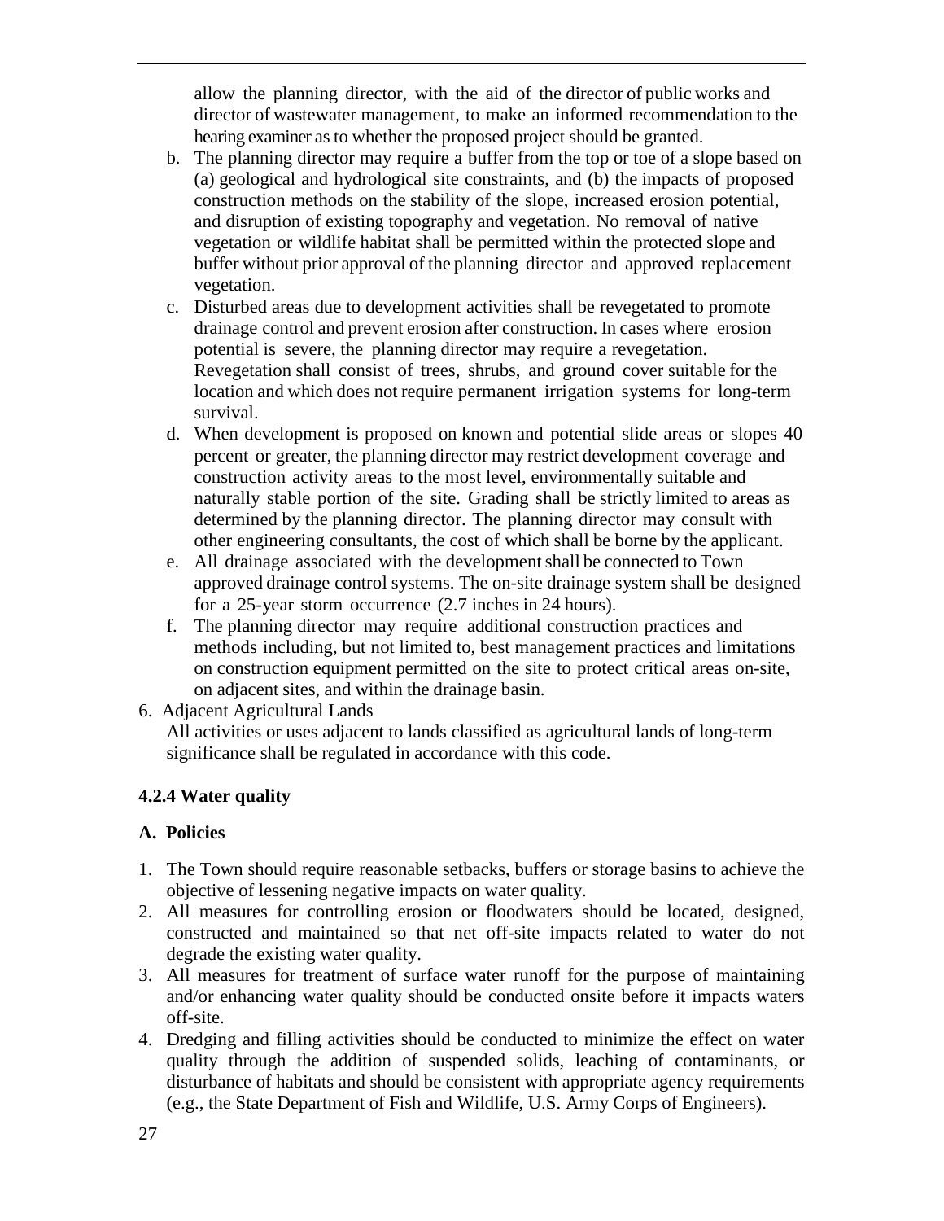allow the planning director, with the aid of the director of public works and director of wastewater management, to make an informed recommendation to the hearing examiner as to whether the proposed project should be granted.

b. The planning director may require a buffer from the top or toe of a slope based on (a) geological and hydrological site constraints, and (b) the impacts of proposed construction methods on the stability of the slope, increased erosion potential, and disruption of existing topography and vegetation. No removal of native vegetation or wildlife habitat shall be permitted within the protected slope and buffer without prior approval of the planning director and approved replacement vegetation.
c. Disturbed areas due to development activities shall be revegetated to promote drainage control and prevent erosion after construction. In cases where erosion potential is severe, the planning director may require a revegetation. Revegetation shall consist of trees, shrubs, and ground cover suitable for the location and which does not require permanent irrigation systems for long-term survival.
d. When development is proposed on known and potential slide areas or slopes 40 percent or greater, the planning director may restrict development coverage and construction activity areas to the most level, environmentally suitable and naturally stable portion of the site. Grading shall be strictly limited to areas as determined by the planning director. The planning director may consult with other engineering consultants, the cost of which shall be borne by the applicant.
e. All drainage associated with the development shall be connected to Town approved drainage control systems. The on-site drainage system shall be designed for a 25-year storm occurrence (2.7 inches in 24 hours).
f. The planning director may require additional construction practices and methods including, but not limited to, best management practices and limitations on construction equipment permitted on the site to protect critical areas on-site, on adjacent sites, and within the drainage basin.

6. Adjacent Agricultural Lands
   All activities or uses adjacent to lands classified as agricultural lands of long-term significance shall be regulated in accordance with this code.

**4.2.4 Water quality**

**A. Policies**

1. The Town should require reasonable setbacks, buffers or storage basins to achieve the objective of lessening negative impacts on water quality.
2. All measures for controlling erosion or floodwaters should be located, designed, constructed and maintained so that net off-site impacts related to water do not degrade the existing water quality.
3. All measures for treatment of surface water runoff for the purpose of maintaining and/or enhancing water quality should be conducted onsite before it impacts waters off-site.
4. Dredging and filling activities should be conducted to minimize the effect on water quality through the addition of suspended solids, leaching of contaminants, or disturbance of habitats and should be consistent with appropriate agency requirements (e.g., the State Department of Fish and Wildlife, U.S. Army Corps of Engineers).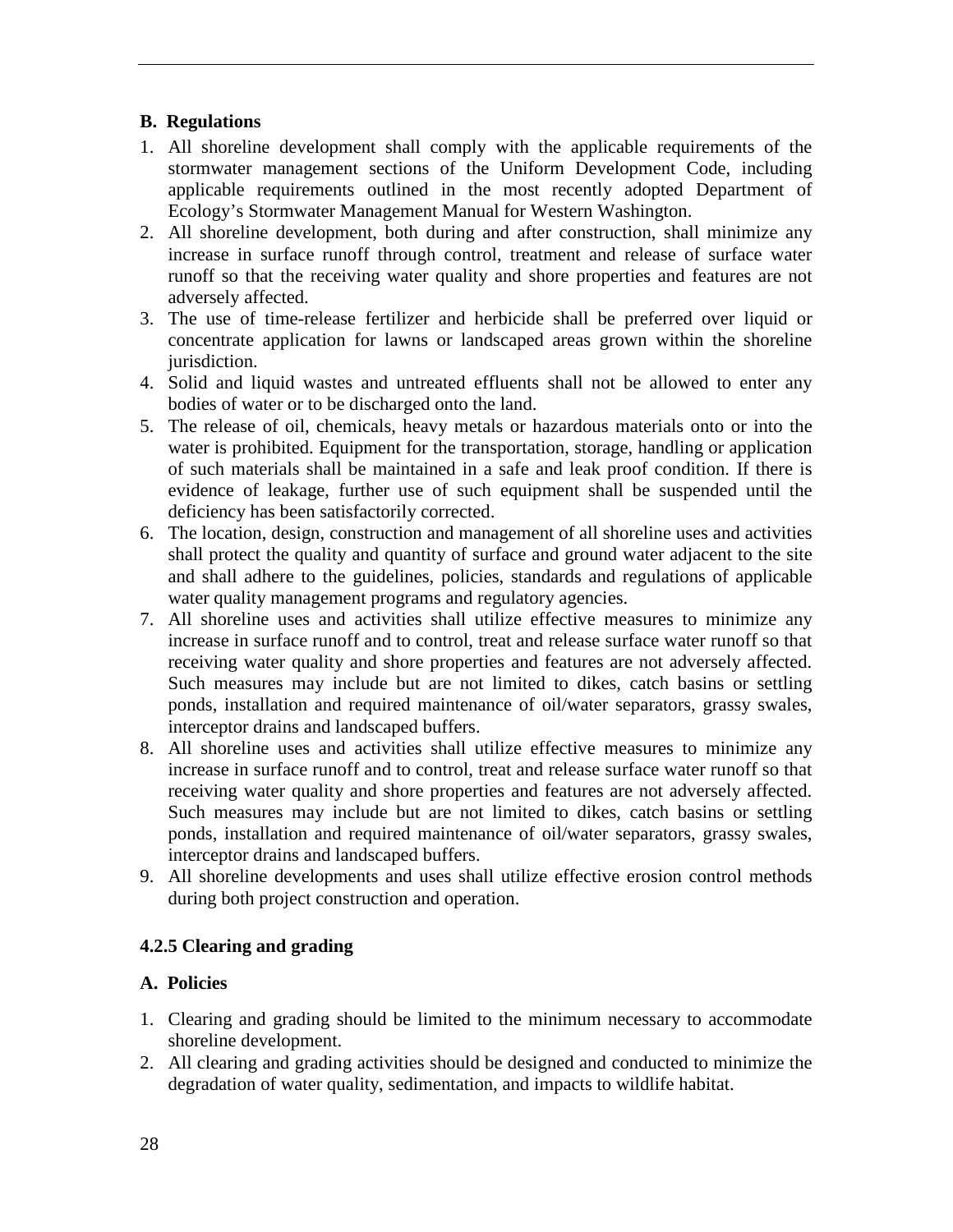### B. Regulations

1. All shoreline development shall comply with the applicable requirements of the stormwater management sections of the Uniform Development Code, including applicable requirements outlined in the most recently adopted Department of Ecology's Stormwater Management Manual for Western Washington.
2. All shoreline development, both during and after construction, shall minimize any increase in surface runoff through control, treatment and release of surface water runoff so that the receiving water quality and shore properties and features are not adversely affected.
3. The use of time-release fertilizer and herbicide shall be preferred over liquid or concentrate application for lawns or landscaped areas grown within the shoreline jurisdiction.
4. Solid and liquid wastes and untreated effluents shall not be allowed to enter any bodies of water or to be discharged onto the land.
5. The release of oil, chemicals, heavy metals or hazardous materials onto or into the water is prohibited. Equipment for the transportation, storage, handling or application of such materials shall be maintained in a safe and leak proof condition. If there is evidence of leakage, further use of such equipment shall be suspended until the deficiency has been satisfactorily corrected.
6. The location, design, construction and management of all shoreline uses and activities shall protect the quality and quantity of surface and ground water adjacent to the site and shall adhere to the guidelines, policies, standards and regulations of applicable water quality management programs and regulatory agencies.
7. All shoreline uses and activities shall utilize effective measures to minimize any increase in surface runoff and to control, treat and release surface water runoff so that receiving water quality and shore properties and features are not adversely affected. Such measures may include but are not limited to dikes, catch basins or settling ponds, installation and required maintenance of oil/water separators, grassy swales, interceptor drains and landscaped buffers.
8. All shoreline uses and activities shall utilize effective measures to minimize any increase in surface runoff and to control, treat and release surface water runoff so that receiving water quality and shore properties and features are not adversely affected. Such measures may include but are not limited to dikes, catch basins or settling ponds, installation and required maintenance of oil/water separators, grassy swales, interceptor drains and landscaped buffers.
9. All shoreline developments and uses shall utilize effective erosion control methods during both project construction and operation.

### 4.2.5 Clearing and grading

### A. Policies

1. Clearing and grading should be limited to the minimum necessary to accommodate shoreline development.
2. All clearing and grading activities should be designed and conducted to minimize the degradation of water quality, sedimentation, and impacts to wildlife habitat.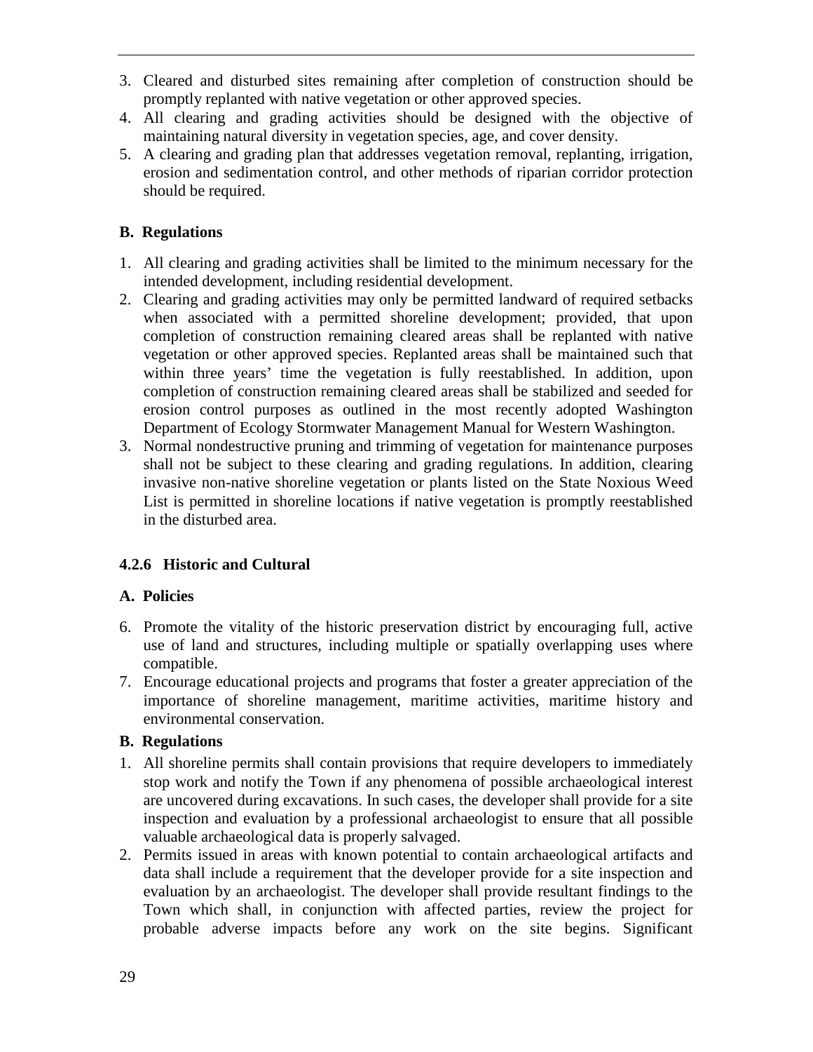3. Cleared and disturbed sites remaining after completion of construction should be promptly replanted with native vegetation or other approved species.
4. All clearing and grading activities should be designed with the objective of maintaining natural diversity in vegetation species, age, and cover density.
5. A clearing and grading plan that addresses vegetation removal, replanting, irrigation, erosion and sedimentation control, and other methods of riparian corridor protection should be required.

**B. Regulations**

1. All clearing and grading activities shall be limited to the minimum necessary for the intended development, including residential development.
2. Clearing and grading activities may only be permitted landward of required setbacks when associated with a permitted shoreline development; provided, that upon completion of construction remaining cleared areas shall be replanted with native vegetation or other approved species. Replanted areas shall be maintained such that within three years' time the vegetation is fully reestablished. In addition, upon completion of construction remaining cleared areas shall be stabilized and seeded for erosion control purposes as outlined in the most recently adopted Washington Department of Ecology Stormwater Management Manual for Western Washington.
3. Normal nondestructive pruning and trimming of vegetation for maintenance purposes shall not be subject to these clearing and grading regulations. In addition, clearing invasive non-native shoreline vegetation or plants listed on the State Noxious Weed List is permitted in shoreline locations if native vegetation is promptly reestablished in the disturbed area.

### 4.2.6 Historic and Cultural

**A. Policies**

6. Promote the vitality of the historic preservation district by encouraging full, active use of land and structures, including multiple or spatially overlapping uses where compatible.
7. Encourage educational projects and programs that foster a greater appreciation of the importance of shoreline management, maritime activities, maritime history and environmental conservation.

**B. Regulations**

1. All shoreline permits shall contain provisions that require developers to immediately stop work and notify the Town if any phenomena of possible archaeological interest are uncovered during excavations. In such cases, the developer shall provide for a site inspection and evaluation by a professional archaeologist to ensure that all possible valuable archaeological data is properly salvaged.
2. Permits issued in areas with known potential to contain archaeological artifacts and data shall include a requirement that the developer provide for a site inspection and evaluation by an archaeologist. The developer shall provide resultant findings to the Town which shall, in conjunction with affected parties, review the project for probable adverse impacts before any work on the site begins. Significant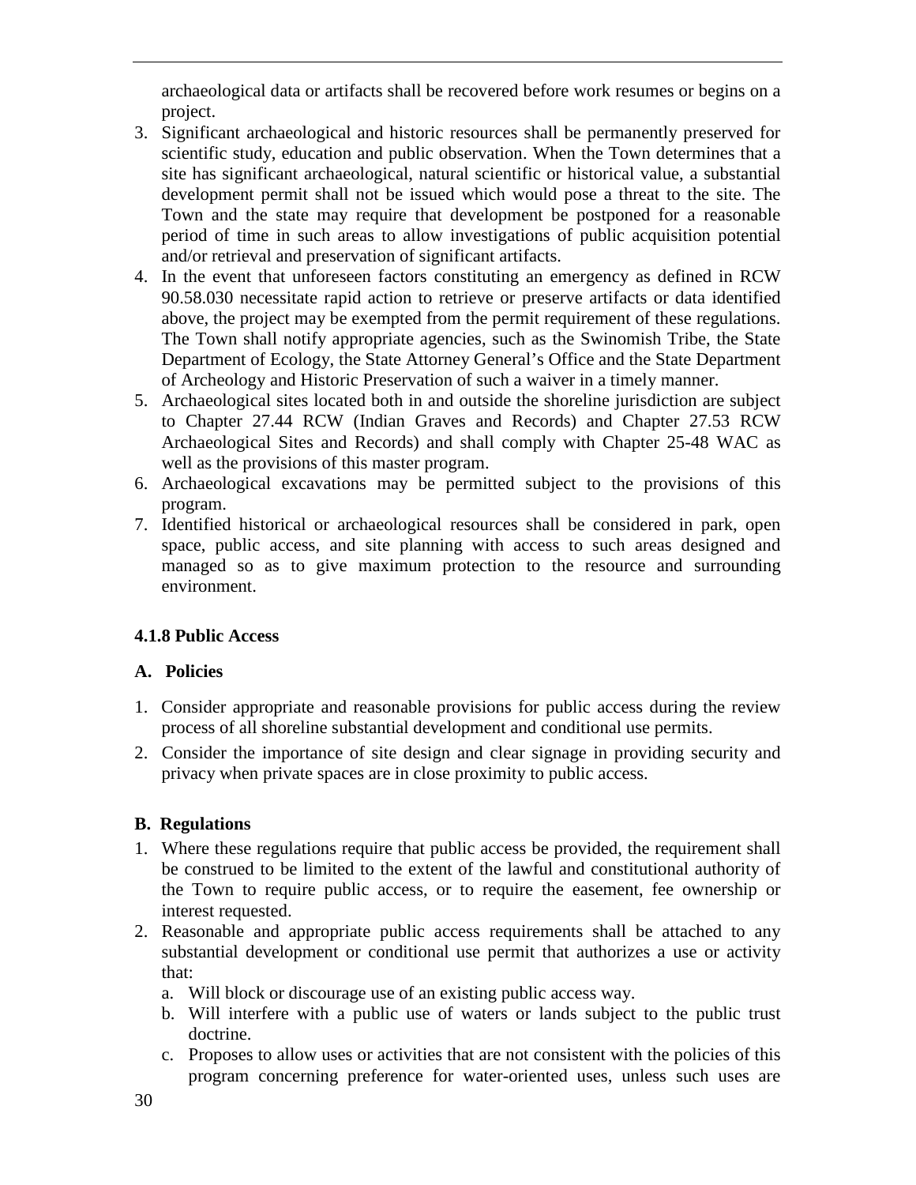archaeological data or artifacts shall be recovered before work resumes or begins on a project.

3. Significant archaeological and historic resources shall be permanently preserved for scientific study, education and public observation. When the Town determines that a site has significant archaeological, natural scientific or historical value, a substantial development permit shall not be issued which would pose a threat to the site. The Town and the state may require that development be postponed for a reasonable period of time in such areas to allow investigations of public acquisition potential and/or retrieval and preservation of significant artifacts.
4. In the event that unforeseen factors constituting an emergency as defined in RCW 90.58.030 necessitate rapid action to retrieve or preserve artifacts or data identified above, the project may be exempted from the permit requirement of these regulations. The Town shall notify appropriate agencies, such as the Swinomish Tribe, the State Department of Ecology, the State Attorney General's Office and the State Department of Archeology and Historic Preservation of such a waiver in a timely manner.
5. Archaeological sites located both in and outside the shoreline jurisdiction are subject to Chapter 27.44 RCW (Indian Graves and Records) and Chapter 27.53 RCW Archaeological Sites and Records) and shall comply with Chapter 25-48 WAC as well as the provisions of this master program.
6. Archaeological excavations may be permitted subject to the provisions of this program.
7. Identified historical or archaeological resources shall be considered in park, open space, public access, and site planning with access to such areas designed and managed so as to give maximum protection to the resource and surrounding environment.

### 4.1.8 Public Access

#### A. Policies

1. Consider appropriate and reasonable provisions for public access during the review process of all shoreline substantial development and conditional use permits.
2. Consider the importance of site design and clear signage in providing security and privacy when private spaces are in close proximity to public access.

#### B. Regulations

1. Where these regulations require that public access be provided, the requirement shall be construed to be limited to the extent of the lawful and constitutional authority of the Town to require public access, or to require the easement, fee ownership or interest requested.
2. Reasonable and appropriate public access requirements shall be attached to any substantial development or conditional use permit that authorizes a use or activity that:
   a. Will block or discourage use of an existing public access way.
   b. Will interfere with a public use of waters or lands subject to the public trust doctrine.
   c. Proposes to allow uses or activities that are not consistent with the policies of this program concerning preference for water-oriented uses, unless such uses are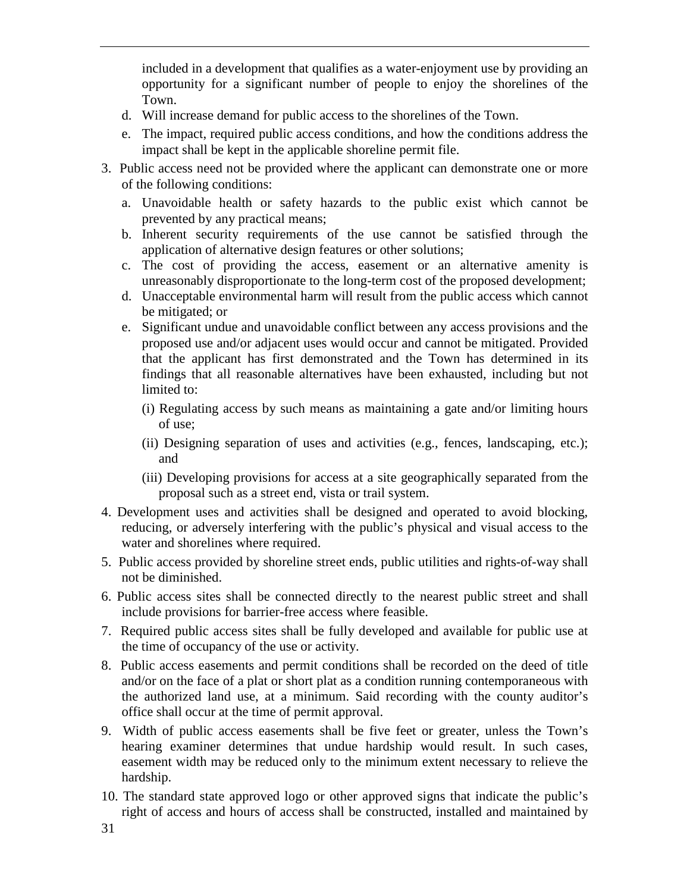included in a development that qualifies as a water-enjoyment use by providing an opportunity for a significant number of people to enjoy the shorelines of the Town.

   d. Will increase demand for public access to the shorelines of the Town.

   e. The impact, required public access conditions, and how the conditions address the impact shall be kept in the applicable shoreline permit file.

3. Public access need not be provided where the applicant can demonstrate one or more of the following conditions:

   a. Unavoidable health or safety hazards to the public exist which cannot be prevented by any practical means;

   b. Inherent security requirements of the use cannot be satisfied through the application of alternative design features or other solutions;

   c. The cost of providing the access, easement or an alternative amenity is unreasonably disproportionate to the long-term cost of the proposed development;

   d. Unacceptable environmental harm will result from the public access which cannot be mitigated; or

   e. Significant undue and unavoidable conflict between any access provisions and the proposed use and/or adjacent uses would occur and cannot be mitigated. Provided that the applicant has first demonstrated and the Town has determined in its findings that all reasonable alternatives have been exhausted, including but not limited to:

      (i) Regulating access by such means as maintaining a gate and/or limiting hours of use;

      (ii) Designing separation of uses and activities (e.g., fences, landscaping, etc.); and

      (iii) Developing provisions for access at a site geographically separated from the proposal such as a street end, vista or trail system.

4. Development uses and activities shall be designed and operated to avoid blocking, reducing, or adversely interfering with the public's physical and visual access to the water and shorelines where required.

5. Public access provided by shoreline street ends, public utilities and rights-of-way shall not be diminished.

6. Public access sites shall be connected directly to the nearest public street and shall include provisions for barrier-free access where feasible.

7. Required public access sites shall be fully developed and available for public use at the time of occupancy of the use or activity.

8. Public access easements and permit conditions shall be recorded on the deed of title and/or on the face of a plat or short plat as a condition running contemporaneous with the authorized land use, at a minimum. Said recording with the county auditor's office shall occur at the time of permit approval.

9. Width of public access easements shall be five feet or greater, unless the Town's hearing examiner determines that undue hardship would result. In such cases, easement width may be reduced only to the minimum extent necessary to relieve the hardship.

10. The standard state approved logo or other approved signs that indicate the public's right of access and hours of access shall be constructed, installed and maintained by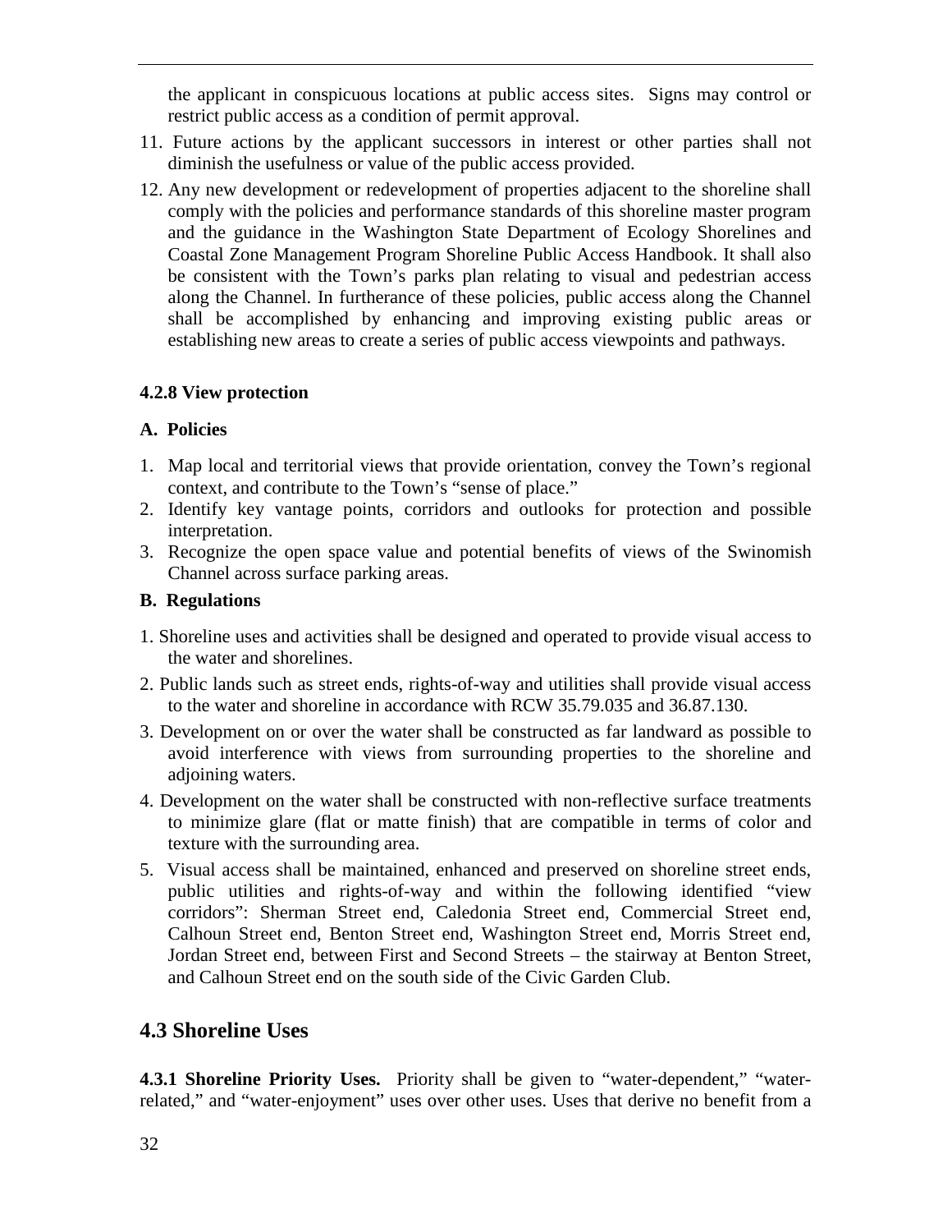the applicant in conspicuous locations at public access sites. Signs may control or restrict public access as a condition of permit approval.

11. Future actions by the applicant successors in interest or other parties shall not diminish the usefulness or value of the public access provided.
12. Any new development or redevelopment of properties adjacent to the shoreline shall comply with the policies and performance standards of this shoreline master program and the guidance in the Washington State Department of Ecology Shorelines and Coastal Zone Management Program Shoreline Public Access Handbook. It shall also be consistent with the Town's parks plan relating to visual and pedestrian access along the Channel. In furtherance of these policies, public access along the Channel shall be accomplished by enhancing and improving existing public areas or establishing new areas to create a series of public access viewpoints and pathways.

#### 4.2.8 View protection

**A. Policies**

1. Map local and territorial views that provide orientation, convey the Town's regional context, and contribute to the Town's "sense of place."
2. Identify key vantage points, corridors and outlooks for protection and possible interpretation.
3. Recognize the open space value and potential benefits of views of the Swinomish Channel across surface parking areas.

**B. Regulations**

1. Shoreline uses and activities shall be designed and operated to provide visual access to the water and shorelines.
2. Public lands such as street ends, rights-of-way and utilities shall provide visual access to the water and shoreline in accordance with RCW 35.79.035 and 36.87.130.
3. Development on or over the water shall be constructed as far landward as possible to avoid interference with views from surrounding properties to the shoreline and adjoining waters.
4. Development on the water shall be constructed with non-reflective surface treatments to minimize glare (flat or matte finish) that are compatible in terms of color and texture with the surrounding area.
5. Visual access shall be maintained, enhanced and preserved on shoreline street ends, public utilities and rights-of-way and within the following identified "view corridors": Sherman Street end, Caledonia Street end, Commercial Street end, Calhoun Street end, Benton Street end, Washington Street end, Morris Street end, Jordan Street end, between First and Second Streets – the stairway at Benton Street, and Calhoun Street end on the south side of the Civic Garden Club.

## 4.3 Shoreline Uses

**4.3.1 Shoreline Priority Uses.** Priority shall be given to "water-dependent," "water-related," and "water-enjoyment" uses over other uses. Uses that derive no benefit from a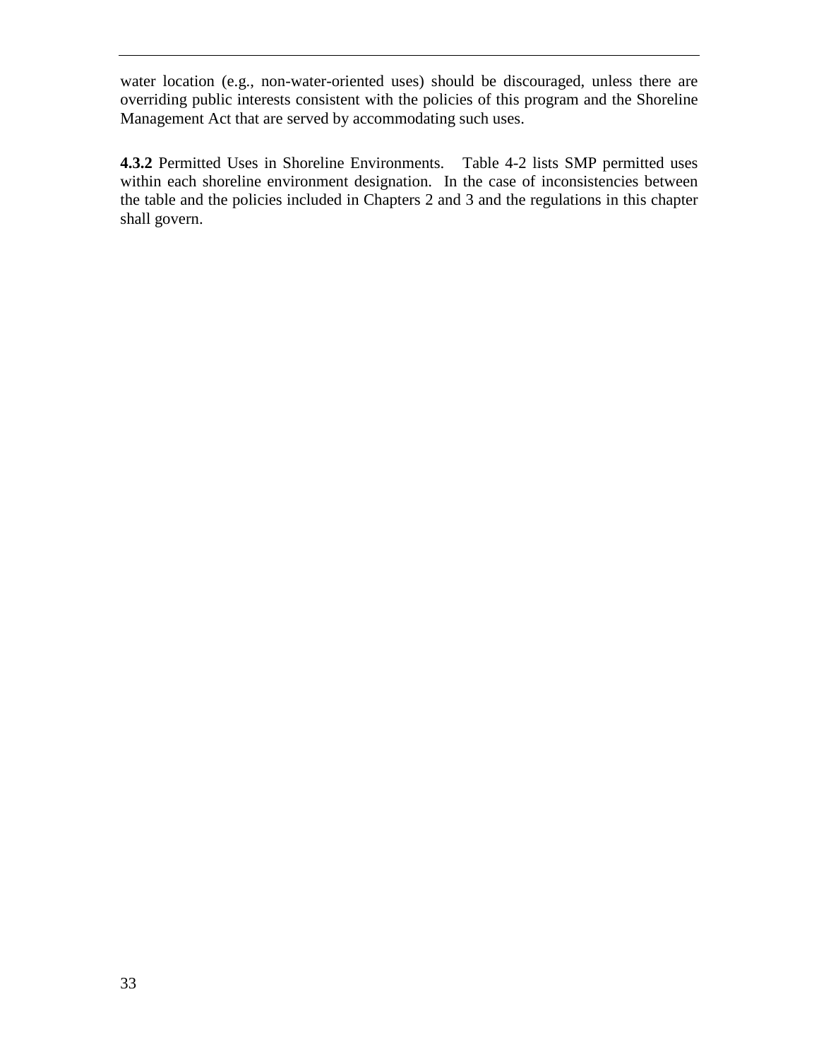water location (e.g., non-water-oriented uses) should be discouraged, unless there are overriding public interests consistent with the policies of this program and the Shoreline Management Act that are served by accommodating such uses.

**4.3.2** Permitted Uses in Shoreline Environments. Table 4-2 lists SMP permitted uses within each shoreline environment designation. In the case of inconsistencies between the table and the policies included in Chapters 2 and 3 and the regulations in this chapter shall govern.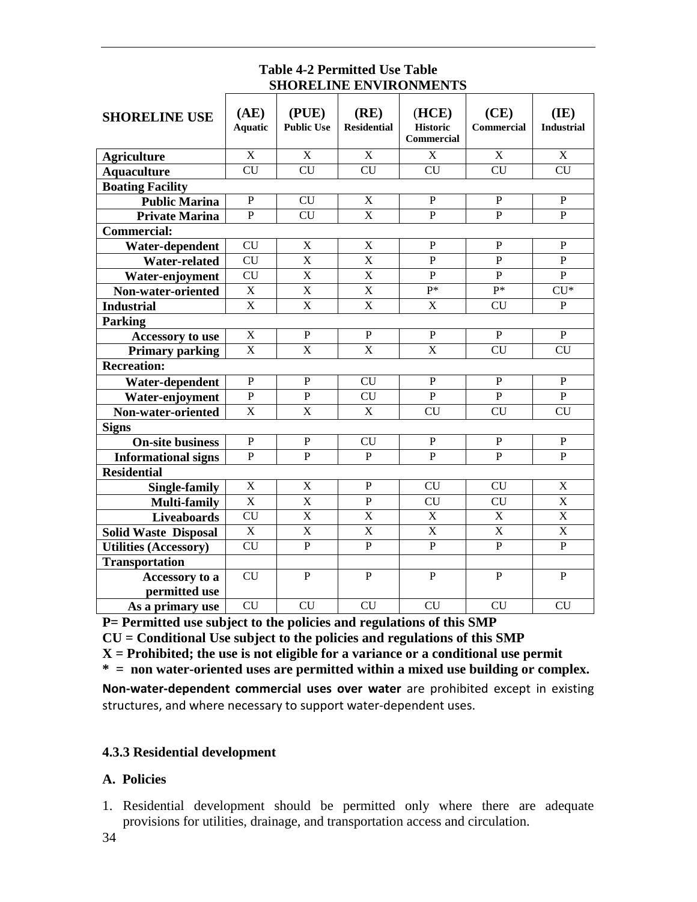**Table 4-2 Permitted Use Table**

| SHORELINE USE | SHORELINE ENVIRONMENTS | | | | | |
|---|---|---|---|---|---|---|
| | (AE) Aquatic | (PUE) Public Use | (RE) Residential | (HCE) Historic Commercial | (CE) Commercial | (IE) Industrial |
| **Agriculture** | X | X | X | X | X | X |
| **Aquaculture** | CU | CU | CU | CU | CU | CU |
| **Boating Facility** | | | | | | |
| **Public Marina** | P | CU | X | P | P | P |
| **Private Marina** | P | CU | X | P | P | P |
| **Commercial:** | | | | | | |
| **Water-dependent** | CU | X | X | P | P | P |
| **Water-related** | CU | X | X | P | P | P |
| **Water-enjoyment** | CU | X | X | P | P | P |
| **Non-water-oriented** | X | X | X | P* | P* | CU* |
| **Industrial** | X | X | X | X | CU | P |
| **Parking** | | | | | | |
| **Accessory to use** | X | P | P | P | P | P |
| **Primary parking** | X | X | X | X | CU | CU |
| **Recreation:** | | | | | | |
| **Water-dependent** | P | P | CU | P | P | P |
| **Water-enjoyment** | P | P | CU | P | P | P |
| **Non-water-oriented** | X | X | X | CU | CU | CU |
| **Signs** | | | | | | |
| **On-site business** | P | P | CU | P | P | P |
| **Informational signs** | P | P | P | P | P | P |
| **Residential** | | | | | | |
| **Single-family** | X | X | P | CU | CU | X |
| **Multi-family** | X | X | P | CU | CU | X |
| **Liveaboards** | CU | X | X | X | X | X |
| **Solid Waste Disposal** | X | X | X | X | X | X |
| **Utilities (Accessory)** | CU | P | P | P | P | P |
| **Transportation** | | | | | | |
| **Accessory to a permitted use** | CU | P | P | P | P | P |
| **As a primary use** | CU | CU | CU | CU | CU | CU |

**P= Permitted use subject to the policies and regulations of this SMP**

**CU = Conditional Use subject to the policies and regulations of this SMP**

**X = Prohibited; the use is not eligible for a variance or a conditional use permit**

**\* = non water-oriented uses are permitted within a mixed use building or complex.**

**Non-water-dependent commercial uses over water** are prohibited except in existing structures, and where necessary to support water-dependent uses.

### 4.3.3 Residential development

#### A. Policies

1. Residential development should be permitted only where there are adequate provisions for utilities, drainage, and transportation access and circulation.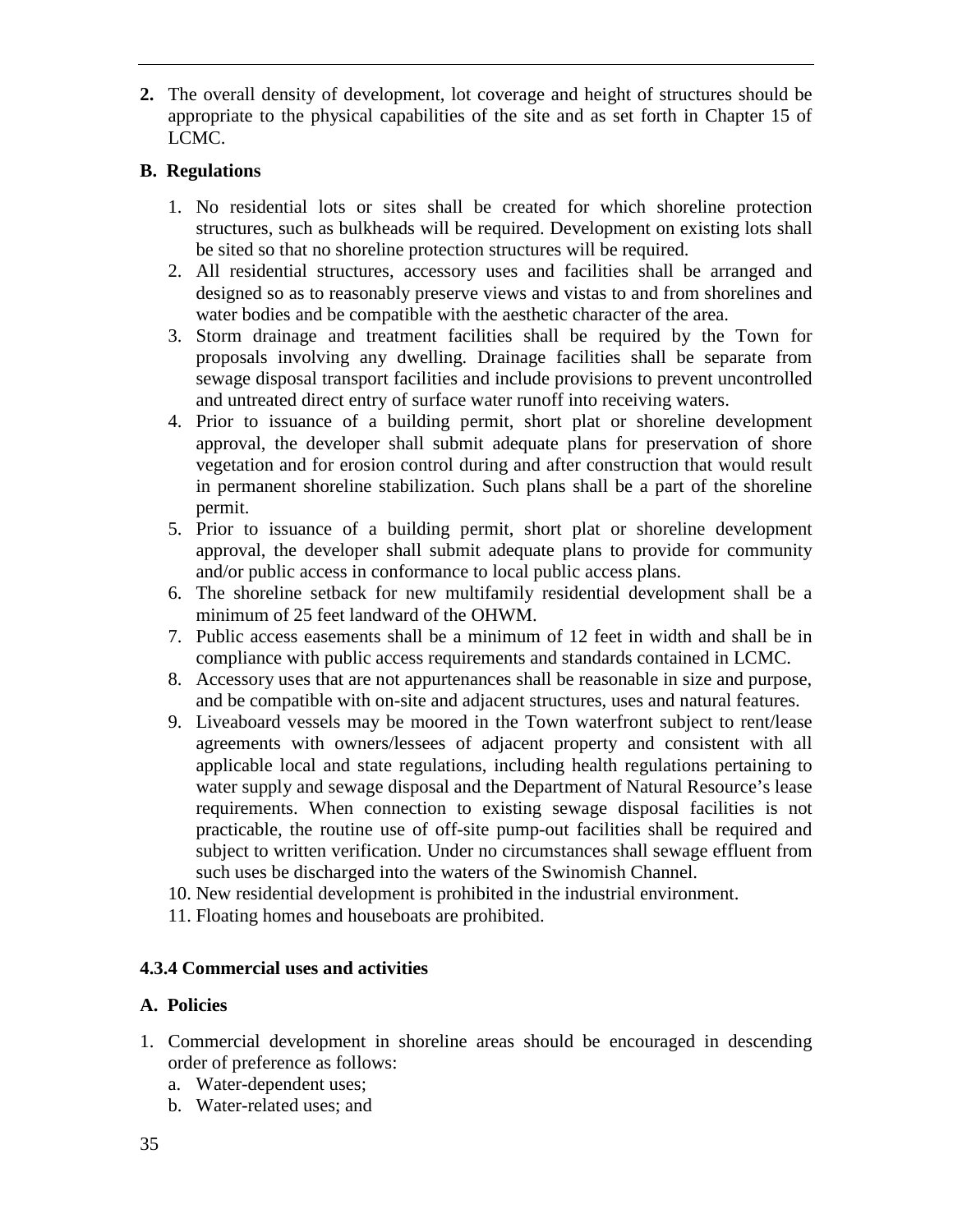2. The overall density of development, lot coverage and height of structures should be appropriate to the physical capabilities of the site and as set forth in Chapter 15 of LCMC.

**B. Regulations**

1. No residential lots or sites shall be created for which shoreline protection structures, such as bulkheads will be required. Development on existing lots shall be sited so that no shoreline protection structures will be required.
2. All residential structures, accessory uses and facilities shall be arranged and designed so as to reasonably preserve views and vistas to and from shorelines and water bodies and be compatible with the aesthetic character of the area.
3. Storm drainage and treatment facilities shall be required by the Town for proposals involving any dwelling. Drainage facilities shall be separate from sewage disposal transport facilities and include provisions to prevent uncontrolled and untreated direct entry of surface water runoff into receiving waters.
4. Prior to issuance of a building permit, short plat or shoreline development approval, the developer shall submit adequate plans for preservation of shore vegetation and for erosion control during and after construction that would result in permanent shoreline stabilization. Such plans shall be a part of the shoreline permit.
5. Prior to issuance of a building permit, short plat or shoreline development approval, the developer shall submit adequate plans to provide for community and/or public access in conformance to local public access plans.
6. The shoreline setback for new multifamily residential development shall be a minimum of 25 feet landward of the OHWM.
7. Public access easements shall be a minimum of 12 feet in width and shall be in compliance with public access requirements and standards contained in LCMC.
8. Accessory uses that are not appurtenances shall be reasonable in size and purpose, and be compatible with on-site and adjacent structures, uses and natural features.
9. Liveaboard vessels may be moored in the Town waterfront subject to rent/lease agreements with owners/lessees of adjacent property and consistent with all applicable local and state regulations, including health regulations pertaining to water supply and sewage disposal and the Department of Natural Resource's lease requirements. When connection to existing sewage disposal facilities is not practicable, the routine use of off-site pump-out facilities shall be required and subject to written verification. Under no circumstances shall sewage effluent from such uses be discharged into the waters of the Swinomish Channel.
10. New residential development is prohibited in the industrial environment.
11. Floating homes and houseboats are prohibited.

### 4.3.4 Commercial uses and activities

**A. Policies**

1. Commercial development in shoreline areas should be encouraged in descending order of preference as follows:
   a. Water-dependent uses;
   b. Water-related uses; and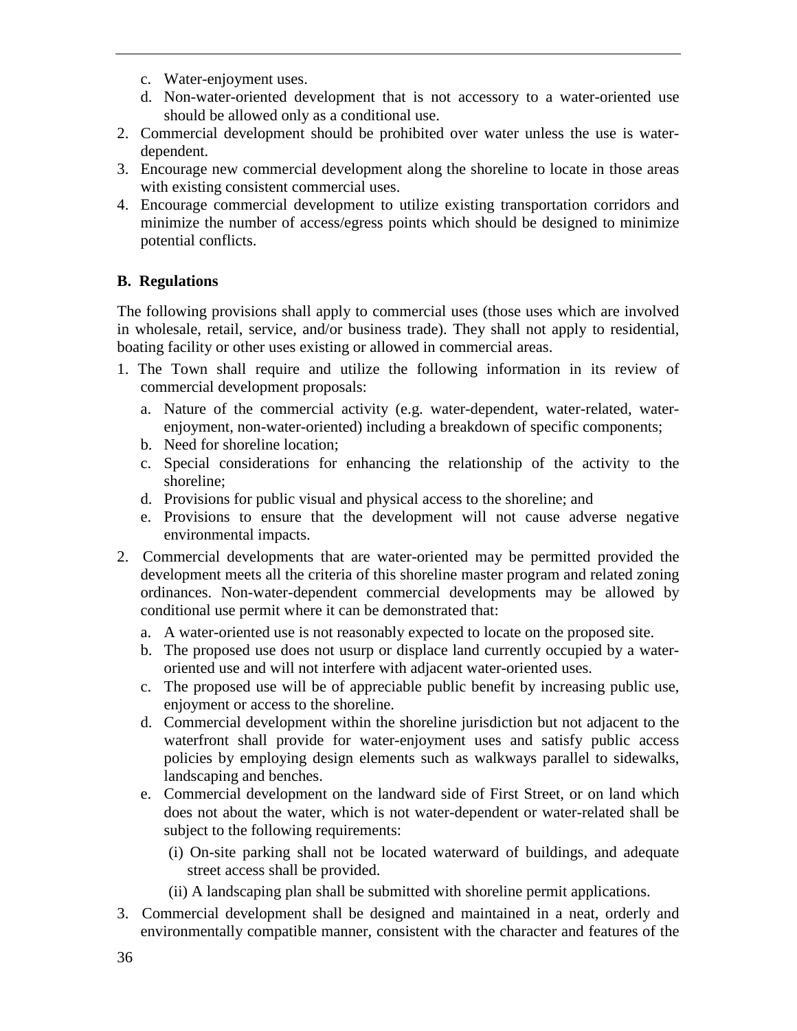c. Water-enjoyment uses.
d. Non-water-oriented development that is not accessory to a water-oriented use should be allowed only as a conditional use.

2. Commercial development should be prohibited over water unless the use is water-dependent.
3. Encourage new commercial development along the shoreline to locate in those areas with existing consistent commercial uses.
4. Encourage commercial development to utilize existing transportation corridors and minimize the number of access/egress points which should be designed to minimize potential conflicts.

**B. Regulations**

The following provisions shall apply to commercial uses (those uses which are involved in wholesale, retail, service, and/or business trade). They shall not apply to residential, boating facility or other uses existing or allowed in commercial areas.

1. The Town shall require and utilize the following information in its review of commercial development proposals:
   a. Nature of the commercial activity (e.g. water-dependent, water-related, water-enjoyment, non-water-oriented) including a breakdown of specific components;
   b. Need for shoreline location;
   c. Special considerations for enhancing the relationship of the activity to the shoreline;
   d. Provisions for public visual and physical access to the shoreline; and
   e. Provisions to ensure that the development will not cause adverse negative environmental impacts.
2. Commercial developments that are water-oriented may be permitted provided the development meets all the criteria of this shoreline master program and related zoning ordinances. Non-water-dependent commercial developments may be allowed by conditional use permit where it can be demonstrated that:
   a. A water-oriented use is not reasonably expected to locate on the proposed site.
   b. The proposed use does not usurp or displace land currently occupied by a water-oriented use and will not interfere with adjacent water-oriented uses.
   c. The proposed use will be of appreciable public benefit by increasing public use, enjoyment or access to the shoreline.
   d. Commercial development within the shoreline jurisdiction but not adjacent to the waterfront shall provide for water-enjoyment uses and satisfy public access policies by employing design elements such as walkways parallel to sidewalks, landscaping and benches.
   e. Commercial development on the landward side of First Street, or on land which does not about the water, which is not water-dependent or water-related shall be subject to the following requirements:
      (i) On-site parking shall not be located waterward of buildings, and adequate street access shall be provided.
      (ii) A landscaping plan shall be submitted with shoreline permit applications.
3. Commercial development shall be designed and maintained in a neat, orderly and environmentally compatible manner, consistent with the character and features of the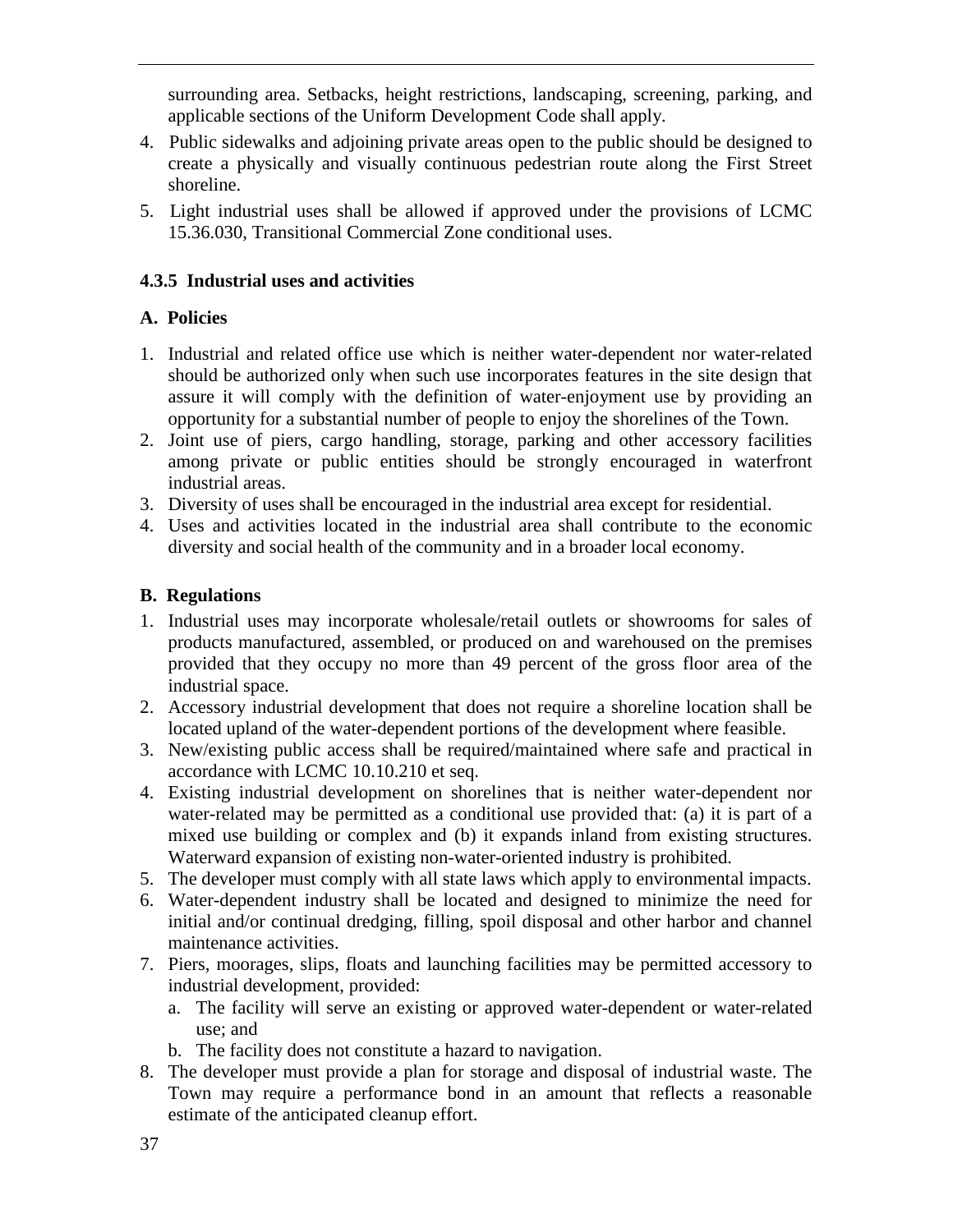surrounding area. Setbacks, height restrictions, landscaping, screening, parking, and applicable sections of the Uniform Development Code shall apply.

4. Public sidewalks and adjoining private areas open to the public should be designed to create a physically and visually continuous pedestrian route along the First Street shoreline.
5. Light industrial uses shall be allowed if approved under the provisions of LCMC 15.36.030, Transitional Commercial Zone conditional uses.

### 4.3.5 Industrial uses and activities

#### A. Policies

1. Industrial and related office use which is neither water-dependent nor water-related should be authorized only when such use incorporates features in the site design that assure it will comply with the definition of water-enjoyment use by providing an opportunity for a substantial number of people to enjoy the shorelines of the Town.
2. Joint use of piers, cargo handling, storage, parking and other accessory facilities among private or public entities should be strongly encouraged in waterfront industrial areas.
3. Diversity of uses shall be encouraged in the industrial area except for residential.
4. Uses and activities located in the industrial area shall contribute to the economic diversity and social health of the community and in a broader local economy.

#### B. Regulations

1. Industrial uses may incorporate wholesale/retail outlets or showrooms for sales of products manufactured, assembled, or produced on and warehoused on the premises provided that they occupy no more than 49 percent of the gross floor area of the industrial space.
2. Accessory industrial development that does not require a shoreline location shall be located upland of the water-dependent portions of the development where feasible.
3. New/existing public access shall be required/maintained where safe and practical in accordance with LCMC 10.10.210 et seq.
4. Existing industrial development on shorelines that is neither water-dependent nor water-related may be permitted as a conditional use provided that: (a) it is part of a mixed use building or complex and (b) it expands inland from existing structures. Waterward expansion of existing non-water-oriented industry is prohibited.
5. The developer must comply with all state laws which apply to environmental impacts.
6. Water-dependent industry shall be located and designed to minimize the need for initial and/or continual dredging, filling, spoil disposal and other harbor and channel maintenance activities.
7. Piers, moorages, slips, floats and launching facilities may be permitted accessory to industrial development, provided:
   a. The facility will serve an existing or approved water-dependent or water-related use; and
   b. The facility does not constitute a hazard to navigation.
8. The developer must provide a plan for storage and disposal of industrial waste. The Town may require a performance bond in an amount that reflects a reasonable estimate of the anticipated cleanup effort.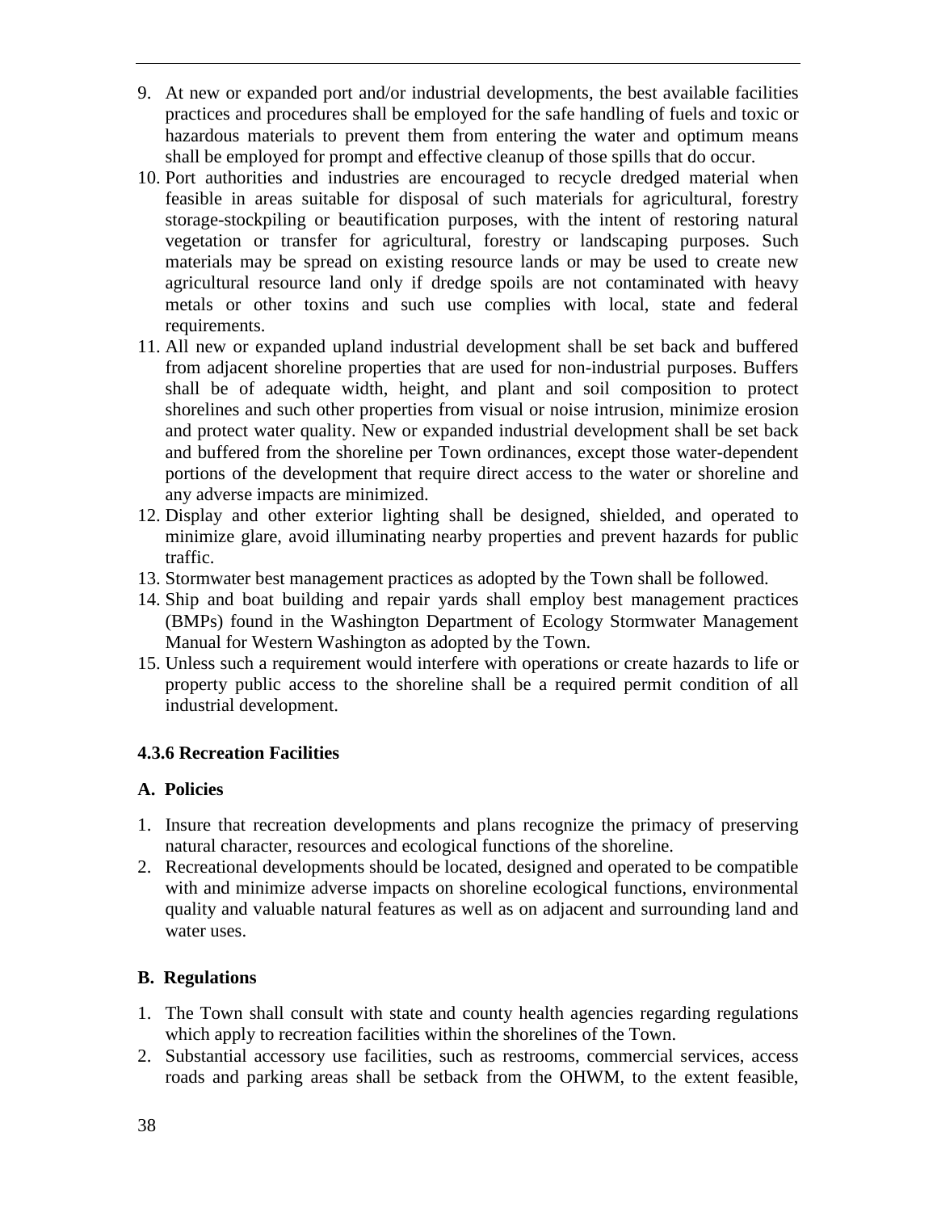9. At new or expanded port and/or industrial developments, the best available facilities practices and procedures shall be employed for the safe handling of fuels and toxic or hazardous materials to prevent them from entering the water and optimum means shall be employed for prompt and effective cleanup of those spills that do occur.
10. Port authorities and industries are encouraged to recycle dredged material when feasible in areas suitable for disposal of such materials for agricultural, forestry storage-stockpiling or beautification purposes, with the intent of restoring natural vegetation or transfer for agricultural, forestry or landscaping purposes. Such materials may be spread on existing resource lands or may be used to create new agricultural resource land only if dredge spoils are not contaminated with heavy metals or other toxins and such use complies with local, state and federal requirements.
11. All new or expanded upland industrial development shall be set back and buffered from adjacent shoreline properties that are used for non-industrial purposes. Buffers shall be of adequate width, height, and plant and soil composition to protect shorelines and such other properties from visual or noise intrusion, minimize erosion and protect water quality. New or expanded industrial development shall be set back and buffered from the shoreline per Town ordinances, except those water-dependent portions of the development that require direct access to the water or shoreline and any adverse impacts are minimized.
12. Display and other exterior lighting shall be designed, shielded, and operated to minimize glare, avoid illuminating nearby properties and prevent hazards for public traffic.
13. Stormwater best management practices as adopted by the Town shall be followed.
14. Ship and boat building and repair yards shall employ best management practices (BMPs) found in the Washington Department of Ecology Stormwater Management Manual for Western Washington as adopted by the Town.
15. Unless such a requirement would interfere with operations or create hazards to life or property public access to the shoreline shall be a required permit condition of all industrial development.

### 4.3.6 Recreation Facilities

#### A. Policies

1. Insure that recreation developments and plans recognize the primacy of preserving natural character, resources and ecological functions of the shoreline.
2. Recreational developments should be located, designed and operated to be compatible with and minimize adverse impacts on shoreline ecological functions, environmental quality and valuable natural features as well as on adjacent and surrounding land and water uses.

#### B. Regulations

1. The Town shall consult with state and county health agencies regarding regulations which apply to recreation facilities within the shorelines of the Town.
2. Substantial accessory use facilities, such as restrooms, commercial services, access roads and parking areas shall be setback from the OHWM, to the extent feasible,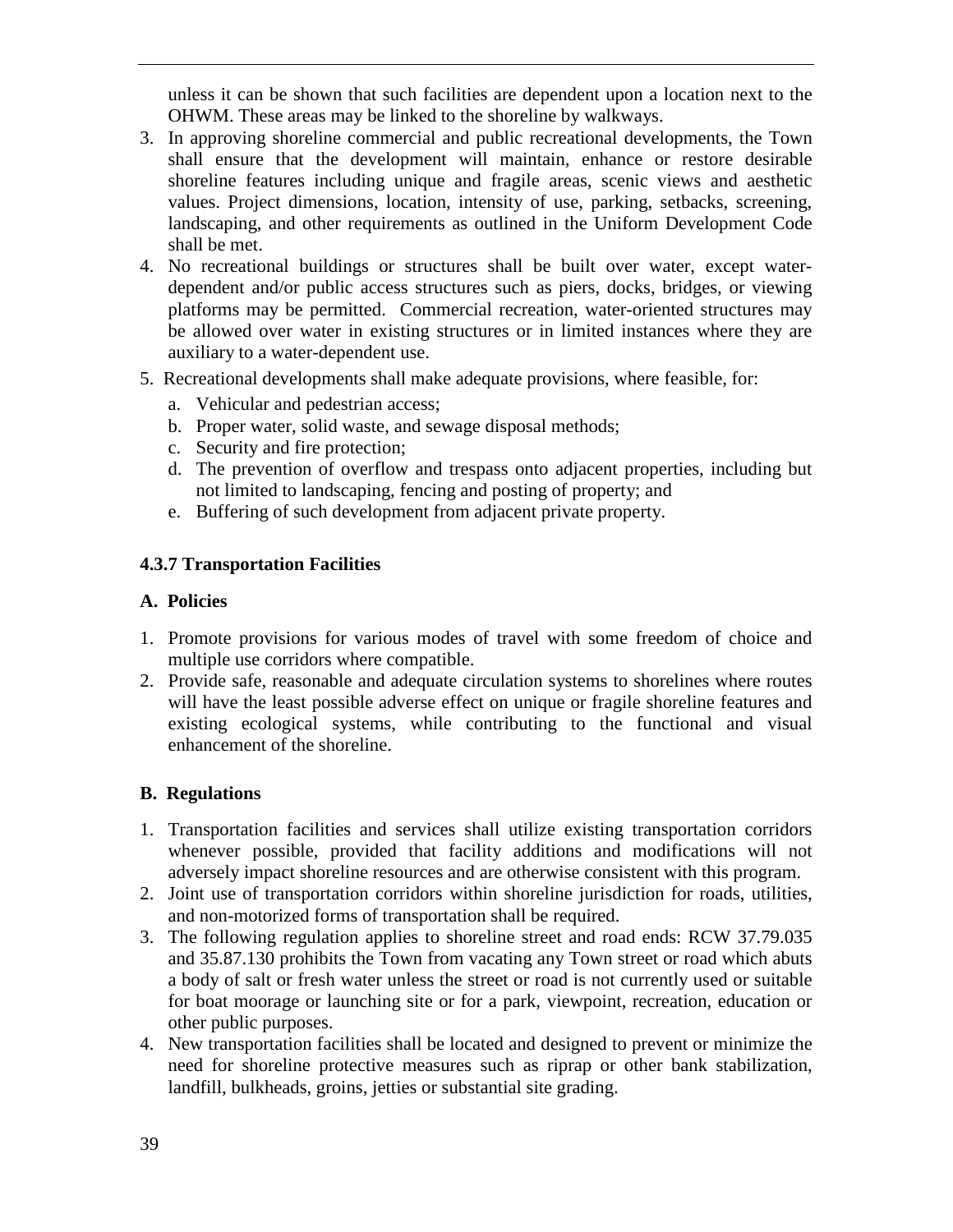unless it can be shown that such facilities are dependent upon a location next to the OHWM. These areas may be linked to the shoreline by walkways.

3. In approving shoreline commercial and public recreational developments, the Town shall ensure that the development will maintain, enhance or restore desirable shoreline features including unique and fragile areas, scenic views and aesthetic values. Project dimensions, location, intensity of use, parking, setbacks, screening, landscaping, and other requirements as outlined in the Uniform Development Code shall be met.
4. No recreational buildings or structures shall be built over water, except water-dependent and/or public access structures such as piers, docks, bridges, or viewing platforms may be permitted. Commercial recreation, water-oriented structures may be allowed over water in existing structures or in limited instances where they are auxiliary to a water-dependent use.
5. Recreational developments shall make adequate provisions, where feasible, for:
   a. Vehicular and pedestrian access;
   b. Proper water, solid waste, and sewage disposal methods;
   c. Security and fire protection;
   d. The prevention of overflow and trespass onto adjacent properties, including but not limited to landscaping, fencing and posting of property; and
   e. Buffering of such development from adjacent private property.

### 4.3.7 Transportation Facilities

#### A. Policies

1. Promote provisions for various modes of travel with some freedom of choice and multiple use corridors where compatible.
2. Provide safe, reasonable and adequate circulation systems to shorelines where routes will have the least possible adverse effect on unique or fragile shoreline features and existing ecological systems, while contributing to the functional and visual enhancement of the shoreline.

#### B. Regulations

1. Transportation facilities and services shall utilize existing transportation corridors whenever possible, provided that facility additions and modifications will not adversely impact shoreline resources and are otherwise consistent with this program.
2. Joint use of transportation corridors within shoreline jurisdiction for roads, utilities, and non-motorized forms of transportation shall be required.
3. The following regulation applies to shoreline street and road ends: RCW 37.79.035 and 35.87.130 prohibits the Town from vacating any Town street or road which abuts a body of salt or fresh water unless the street or road is not currently used or suitable for boat moorage or launching site or for a park, viewpoint, recreation, education or other public purposes.
4. New transportation facilities shall be located and designed to prevent or minimize the need for shoreline protective measures such as riprap or other bank stabilization, landfill, bulkheads, groins, jetties or substantial site grading.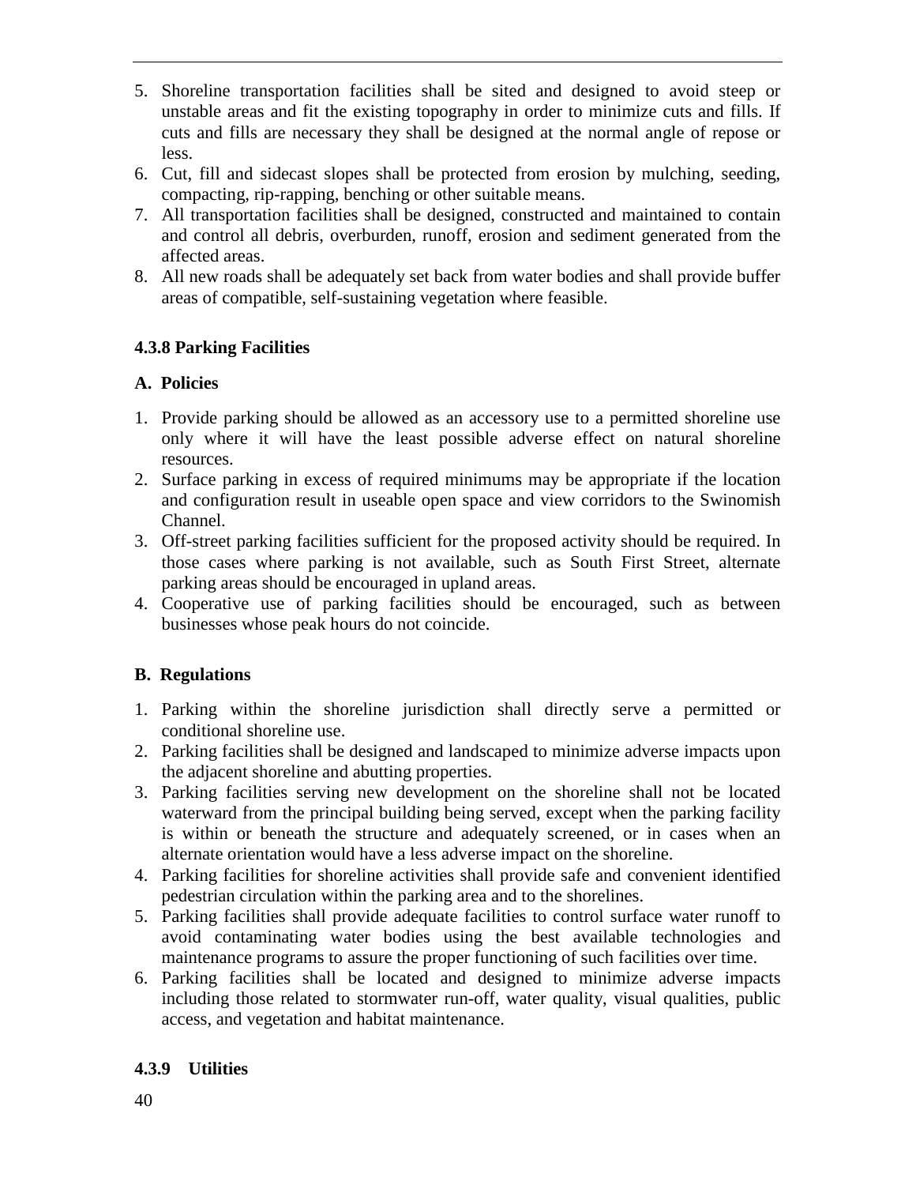5. Shoreline transportation facilities shall be sited and designed to avoid steep or unstable areas and fit the existing topography in order to minimize cuts and fills. If cuts and fills are necessary they shall be designed at the normal angle of repose or less.
6. Cut, fill and sidecast slopes shall be protected from erosion by mulching, seeding, compacting, rip-rapping, benching or other suitable means.
7. All transportation facilities shall be designed, constructed and maintained to contain and control all debris, overburden, runoff, erosion and sediment generated from the affected areas.
8. All new roads shall be adequately set back from water bodies and shall provide buffer areas of compatible, self-sustaining vegetation where feasible.

### 4.3.8 Parking Facilities

#### A. Policies

1. Provide parking should be allowed as an accessory use to a permitted shoreline use only where it will have the least possible adverse effect on natural shoreline resources.
2. Surface parking in excess of required minimums may be appropriate if the location and configuration result in useable open space and view corridors to the Swinomish Channel.
3. Off-street parking facilities sufficient for the proposed activity should be required. In those cases where parking is not available, such as South First Street, alternate parking areas should be encouraged in upland areas.
4. Cooperative use of parking facilities should be encouraged, such as between businesses whose peak hours do not coincide.

#### B. Regulations

1. Parking within the shoreline jurisdiction shall directly serve a permitted or conditional shoreline use.
2. Parking facilities shall be designed and landscaped to minimize adverse impacts upon the adjacent shoreline and abutting properties.
3. Parking facilities serving new development on the shoreline shall not be located waterward from the principal building being served, except when the parking facility is within or beneath the structure and adequately screened, or in cases when an alternate orientation would have a less adverse impact on the shoreline.
4. Parking facilities for shoreline activities shall provide safe and convenient identified pedestrian circulation within the parking area and to the shorelines.
5. Parking facilities shall provide adequate facilities to control surface water runoff to avoid contaminating water bodies using the best available technologies and maintenance programs to assure the proper functioning of such facilities over time.
6. Parking facilities shall be located and designed to minimize adverse impacts including those related to stormwater run-off, water quality, visual qualities, public access, and vegetation and habitat maintenance.

### 4.3.9 Utilities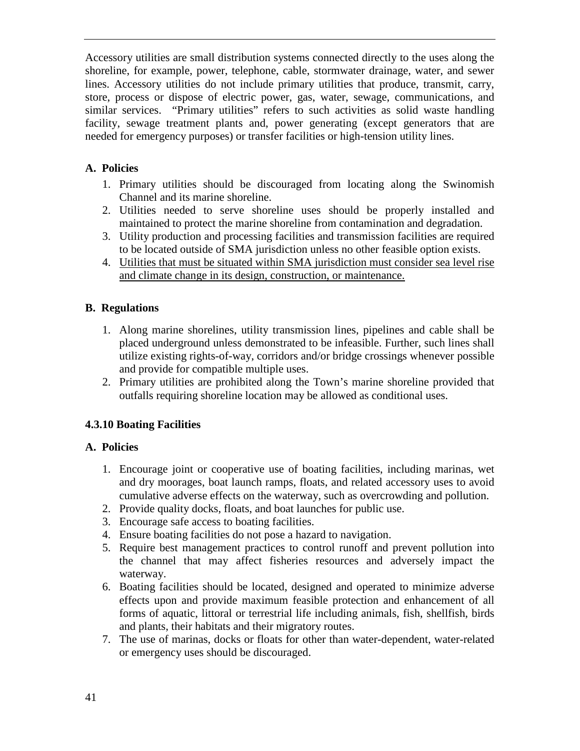Accessory utilities are small distribution systems connected directly to the uses along the shoreline, for example, power, telephone, cable, stormwater drainage, water, and sewer lines. Accessory utilities do not include primary utilities that produce, transmit, carry, store, process or dispose of electric power, gas, water, sewage, communications, and similar services. "Primary utilities" refers to such activities as solid waste handling facility, sewage treatment plants and, power generating (except generators that are needed for emergency purposes) or transfer facilities or high-tension utility lines.

**A. Policies**

1. Primary utilities should be discouraged from locating along the Swinomish Channel and its marine shoreline.
2. Utilities needed to serve shoreline uses should be properly installed and maintained to protect the marine shoreline from contamination and degradation.
3. Utility production and processing facilities and transmission facilities are required to be located outside of SMA jurisdiction unless no other feasible option exists.
4. <u>Utilities that must be situated within SMA jurisdiction must consider sea level rise and climate change in its design, construction, or maintenance.</u>

**B. Regulations**

1. Along marine shorelines, utility transmission lines, pipelines and cable shall be placed underground unless demonstrated to be infeasible. Further, such lines shall utilize existing rights-of-way, corridors and/or bridge crossings whenever possible and provide for compatible multiple uses.
2. Primary utilities are prohibited along the Town's marine shoreline provided that outfalls requiring shoreline location may be allowed as conditional uses.

### 4.3.10 Boating Facilities

**A. Policies**

1. Encourage joint or cooperative use of boating facilities, including marinas, wet and dry moorages, boat launch ramps, floats, and related accessory uses to avoid cumulative adverse effects on the waterway, such as overcrowding and pollution.
2. Provide quality docks, floats, and boat launches for public use.
3. Encourage safe access to boating facilities.
4. Ensure boating facilities do not pose a hazard to navigation.
5. Require best management practices to control runoff and prevent pollution into the channel that may affect fisheries resources and adversely impact the waterway.
6. Boating facilities should be located, designed and operated to minimize adverse effects upon and provide maximum feasible protection and enhancement of all forms of aquatic, littoral or terrestrial life including animals, fish, shellfish, birds and plants, their habitats and their migratory routes.
7. The use of marinas, docks or floats for other than water-dependent, water-related or emergency uses should be discouraged.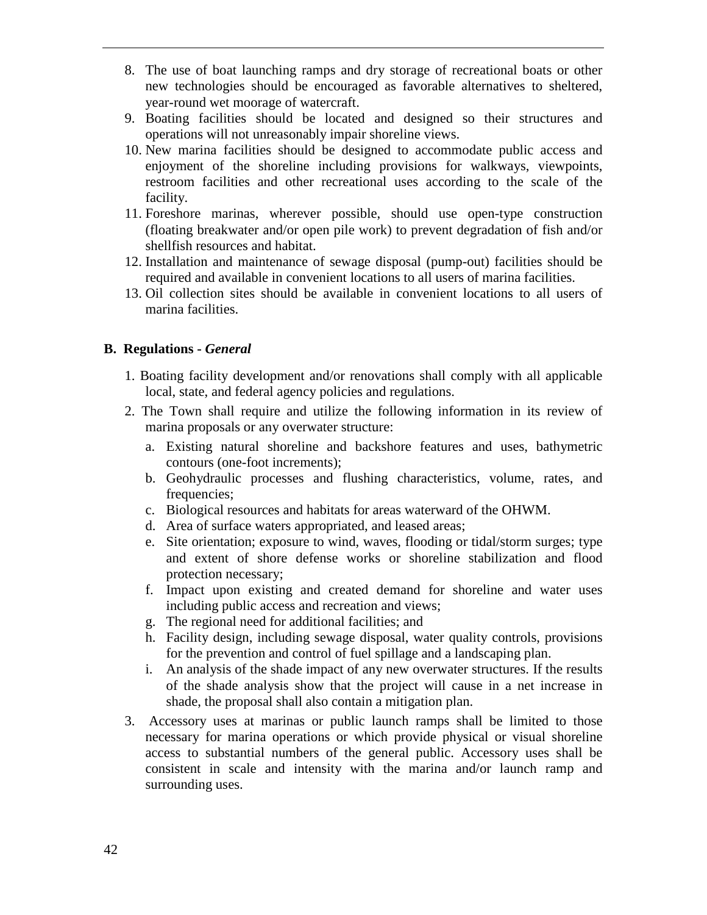8. The use of boat launching ramps and dry storage of recreational boats or other new technologies should be encouraged as favorable alternatives to sheltered, year-round wet moorage of watercraft.
9. Boating facilities should be located and designed so their structures and operations will not unreasonably impair shoreline views.
10. New marina facilities should be designed to accommodate public access and enjoyment of the shoreline including provisions for walkways, viewpoints, restroom facilities and other recreational uses according to the scale of the facility.
11. Foreshore marinas, wherever possible, should use open-type construction (floating breakwater and/or open pile work) to prevent degradation of fish and/or shellfish resources and habitat.
12. Installation and maintenance of sewage disposal (pump-out) facilities should be required and available in convenient locations to all users of marina facilities.
13. Oil collection sites should be available in convenient locations to all users of marina facilities.

**B. Regulations -** ***General***

1. Boating facility development and/or renovations shall comply with all applicable local, state, and federal agency policies and regulations.
2. The Town shall require and utilize the following information in its review of marina proposals or any overwater structure:
   a. Existing natural shoreline and backshore features and uses, bathymetric contours (one-foot increments);
   b. Geohydraulic processes and flushing characteristics, volume, rates, and frequencies;
   c. Biological resources and habitats for areas waterward of the OHWM.
   d. Area of surface waters appropriated, and leased areas;
   e. Site orientation; exposure to wind, waves, flooding or tidal/storm surges; type and extent of shore defense works or shoreline stabilization and flood protection necessary;
   f. Impact upon existing and created demand for shoreline and water uses including public access and recreation and views;
   g. The regional need for additional facilities; and
   h. Facility design, including sewage disposal, water quality controls, provisions for the prevention and control of fuel spillage and a landscaping plan.
   i. An analysis of the shade impact of any new overwater structures. If the results of the shade analysis show that the project will cause in a net increase in shade, the proposal shall also contain a mitigation plan.
3. Accessory uses at marinas or public launch ramps shall be limited to those necessary for marina operations or which provide physical or visual shoreline access to substantial numbers of the general public. Accessory uses shall be consistent in scale and intensity with the marina and/or launch ramp and surrounding uses.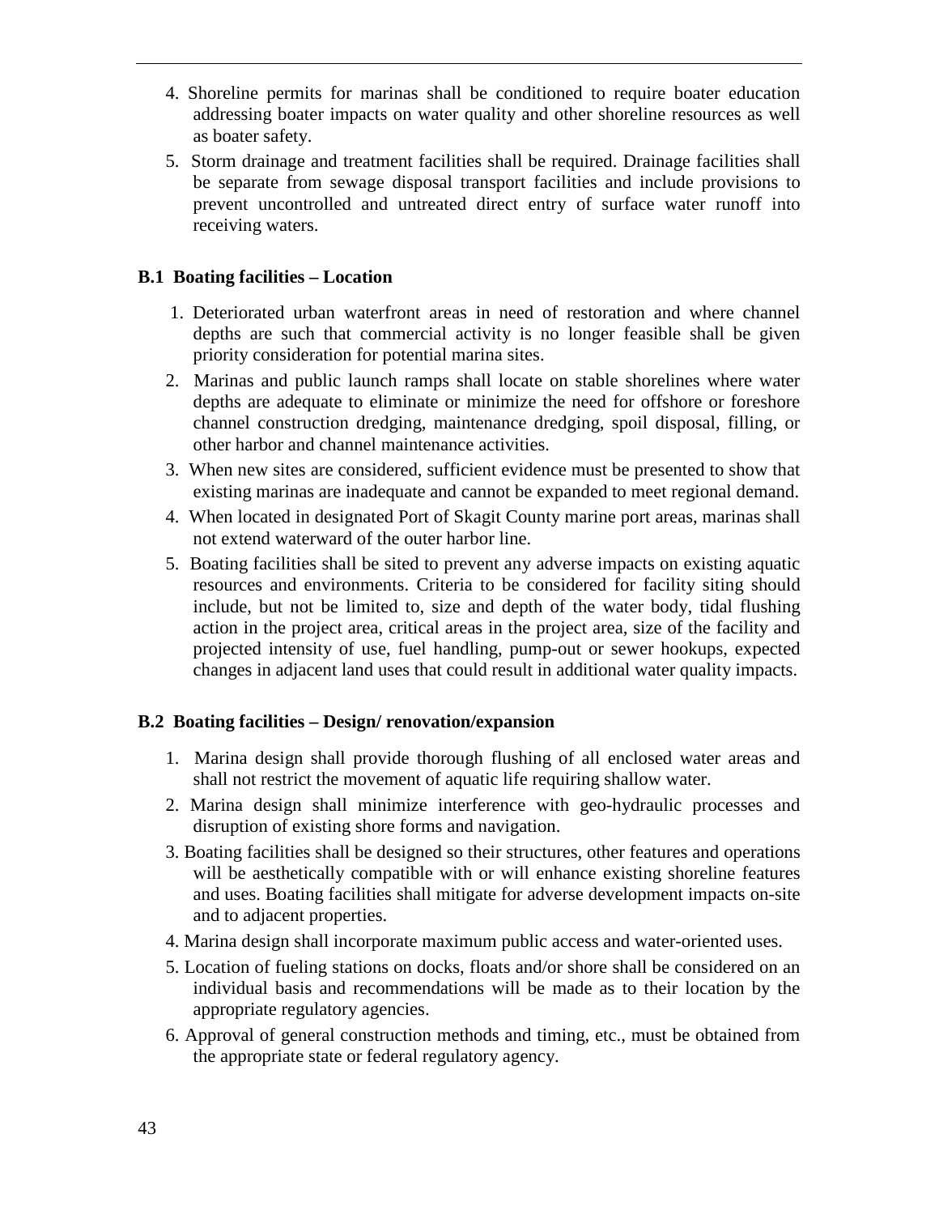4. Shoreline permits for marinas shall be conditioned to require boater education addressing boater impacts on water quality and other shoreline resources as well as boater safety.
5. Storm drainage and treatment facilities shall be required. Drainage facilities shall be separate from sewage disposal transport facilities and include provisions to prevent uncontrolled and untreated direct entry of surface water runoff into receiving waters.

**B.1 Boating facilities – Location**

1. Deteriorated urban waterfront areas in need of restoration and where channel depths are such that commercial activity is no longer feasible shall be given priority consideration for potential marina sites.
2. Marinas and public launch ramps shall locate on stable shorelines where water depths are adequate to eliminate or minimize the need for offshore or foreshore channel construction dredging, maintenance dredging, spoil disposal, filling, or other harbor and channel maintenance activities.
3. When new sites are considered, sufficient evidence must be presented to show that existing marinas are inadequate and cannot be expanded to meet regional demand.
4. When located in designated Port of Skagit County marine port areas, marinas shall not extend waterward of the outer harbor line.
5. Boating facilities shall be sited to prevent any adverse impacts on existing aquatic resources and environments. Criteria to be considered for facility siting should include, but not be limited to, size and depth of the water body, tidal flushing action in the project area, critical areas in the project area, size of the facility and projected intensity of use, fuel handling, pump-out or sewer hookups, expected changes in adjacent land uses that could result in additional water quality impacts.

**B.2 Boating facilities – Design/ renovation/expansion**

1. Marina design shall provide thorough flushing of all enclosed water areas and shall not restrict the movement of aquatic life requiring shallow water.
2. Marina design shall minimize interference with geo-hydraulic processes and disruption of existing shore forms and navigation.
3. Boating facilities shall be designed so their structures, other features and operations will be aesthetically compatible with or will enhance existing shoreline features and uses. Boating facilities shall mitigate for adverse development impacts on-site and to adjacent properties.
4. Marina design shall incorporate maximum public access and water-oriented uses.
5. Location of fueling stations on docks, floats and/or shore shall be considered on an individual basis and recommendations will be made as to their location by the appropriate regulatory agencies.
6. Approval of general construction methods and timing, etc., must be obtained from the appropriate state or federal regulatory agency.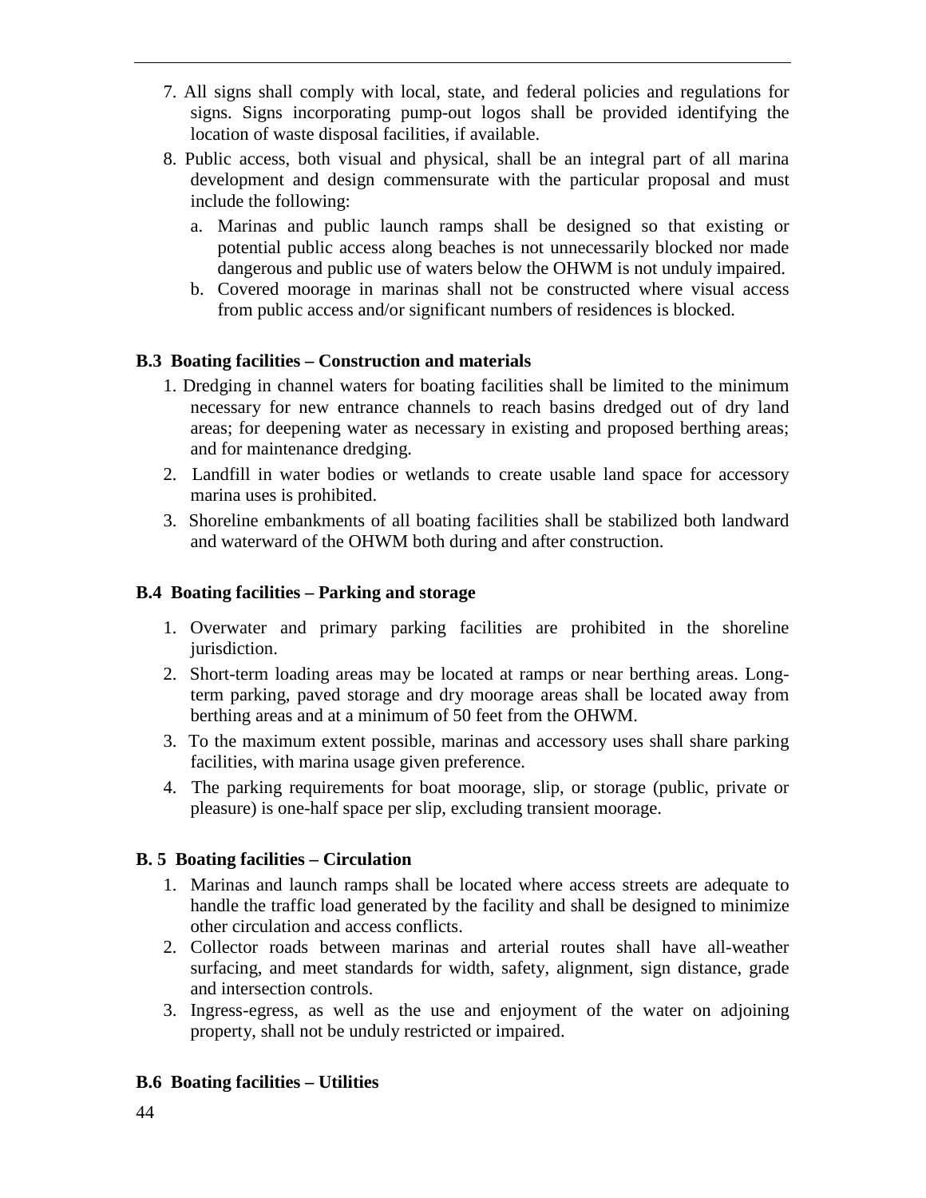7. All signs shall comply with local, state, and federal policies and regulations for signs. Signs incorporating pump-out logos shall be provided identifying the location of waste disposal facilities, if available.
8. Public access, both visual and physical, shall be an integral part of all marina development and design commensurate with the particular proposal and must include the following:
   a. Marinas and public launch ramps shall be designed so that existing or potential public access along beaches is not unnecessarily blocked nor made dangerous and public use of waters below the OHWM is not unduly impaired.
   b. Covered moorage in marinas shall not be constructed where visual access from public access and/or significant numbers of residences is blocked.

**B.3 Boating facilities – Construction and materials**

1. Dredging in channel waters for boating facilities shall be limited to the minimum necessary for new entrance channels to reach basins dredged out of dry land areas; for deepening water as necessary in existing and proposed berthing areas; and for maintenance dredging.
2. Landfill in water bodies or wetlands to create usable land space for accessory marina uses is prohibited.
3. Shoreline embankments of all boating facilities shall be stabilized both landward and waterward of the OHWM both during and after construction.

**B.4 Boating facilities – Parking and storage**

1. Overwater and primary parking facilities are prohibited in the shoreline jurisdiction.
2. Short-term loading areas may be located at ramps or near berthing areas. Long-term parking, paved storage and dry moorage areas shall be located away from berthing areas and at a minimum of 50 feet from the OHWM.
3. To the maximum extent possible, marinas and accessory uses shall share parking facilities, with marina usage given preference.
4. The parking requirements for boat moorage, slip, or storage (public, private or pleasure) is one-half space per slip, excluding transient moorage.

**B. 5 Boating facilities – Circulation**

1. Marinas and launch ramps shall be located where access streets are adequate to handle the traffic load generated by the facility and shall be designed to minimize other circulation and access conflicts.
2. Collector roads between marinas and arterial routes shall have all-weather surfacing, and meet standards for width, safety, alignment, sign distance, grade and intersection controls.
3. Ingress-egress, as well as the use and enjoyment of the water on adjoining property, shall not be unduly restricted or impaired.

**B.6 Boating facilities – Utilities**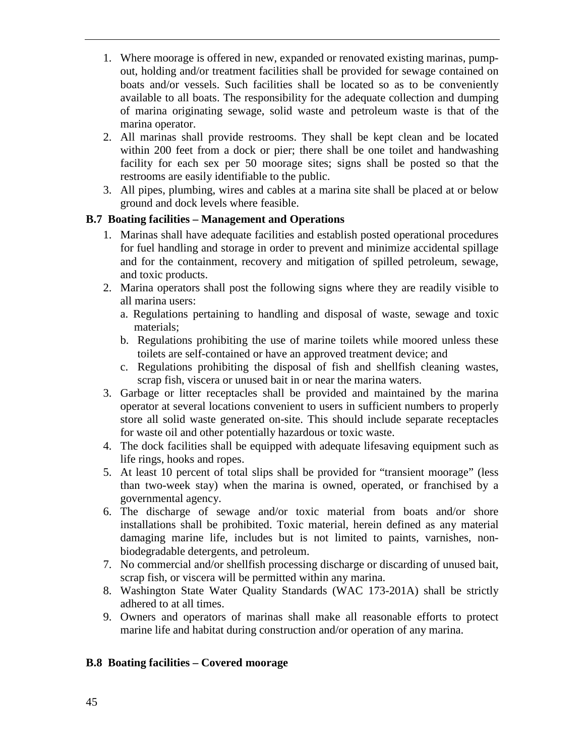1. Where moorage is offered in new, expanded or renovated existing marinas, pump-out, holding and/or treatment facilities shall be provided for sewage contained on boats and/or vessels. Such facilities shall be located so as to be conveniently available to all boats. The responsibility for the adequate collection and dumping of marina originating sewage, solid waste and petroleum waste is that of the marina operator.
2. All marinas shall provide restrooms. They shall be kept clean and be located within 200 feet from a dock or pier; there shall be one toilet and handwashing facility for each sex per 50 moorage sites; signs shall be posted so that the restrooms are easily identifiable to the public.
3. All pipes, plumbing, wires and cables at a marina site shall be placed at or below ground and dock levels where feasible.

**B.7 Boating facilities – Management and Operations**

1. Marinas shall have adequate facilities and establish posted operational procedures for fuel handling and storage in order to prevent and minimize accidental spillage and for the containment, recovery and mitigation of spilled petroleum, sewage, and toxic products.
2. Marina operators shall post the following signs where they are readily visible to all marina users:
   a. Regulations pertaining to handling and disposal of waste, sewage and toxic materials;
   b. Regulations prohibiting the use of marine toilets while moored unless these toilets are self-contained or have an approved treatment device; and
   c. Regulations prohibiting the disposal of fish and shellfish cleaning wastes, scrap fish, viscera or unused bait in or near the marina waters.
3. Garbage or litter receptacles shall be provided and maintained by the marina operator at several locations convenient to users in sufficient numbers to properly store all solid waste generated on-site. This should include separate receptacles for waste oil and other potentially hazardous or toxic waste.
4. The dock facilities shall be equipped with adequate lifesaving equipment such as life rings, hooks and ropes.
5. At least 10 percent of total slips shall be provided for "transient moorage" (less than two-week stay) when the marina is owned, operated, or franchised by a governmental agency.
6. The discharge of sewage and/or toxic material from boats and/or shore installations shall be prohibited. Toxic material, herein defined as any material damaging marine life, includes but is not limited to paints, varnishes, non-biodegradable detergents, and petroleum.
7. No commercial and/or shellfish processing discharge or discarding of unused bait, scrap fish, or viscera will be permitted within any marina.
8. Washington State Water Quality Standards (WAC 173-201A) shall be strictly adhered to at all times.
9. Owners and operators of marinas shall make all reasonable efforts to protect marine life and habitat during construction and/or operation of any marina.

**B.8 Boating facilities – Covered moorage**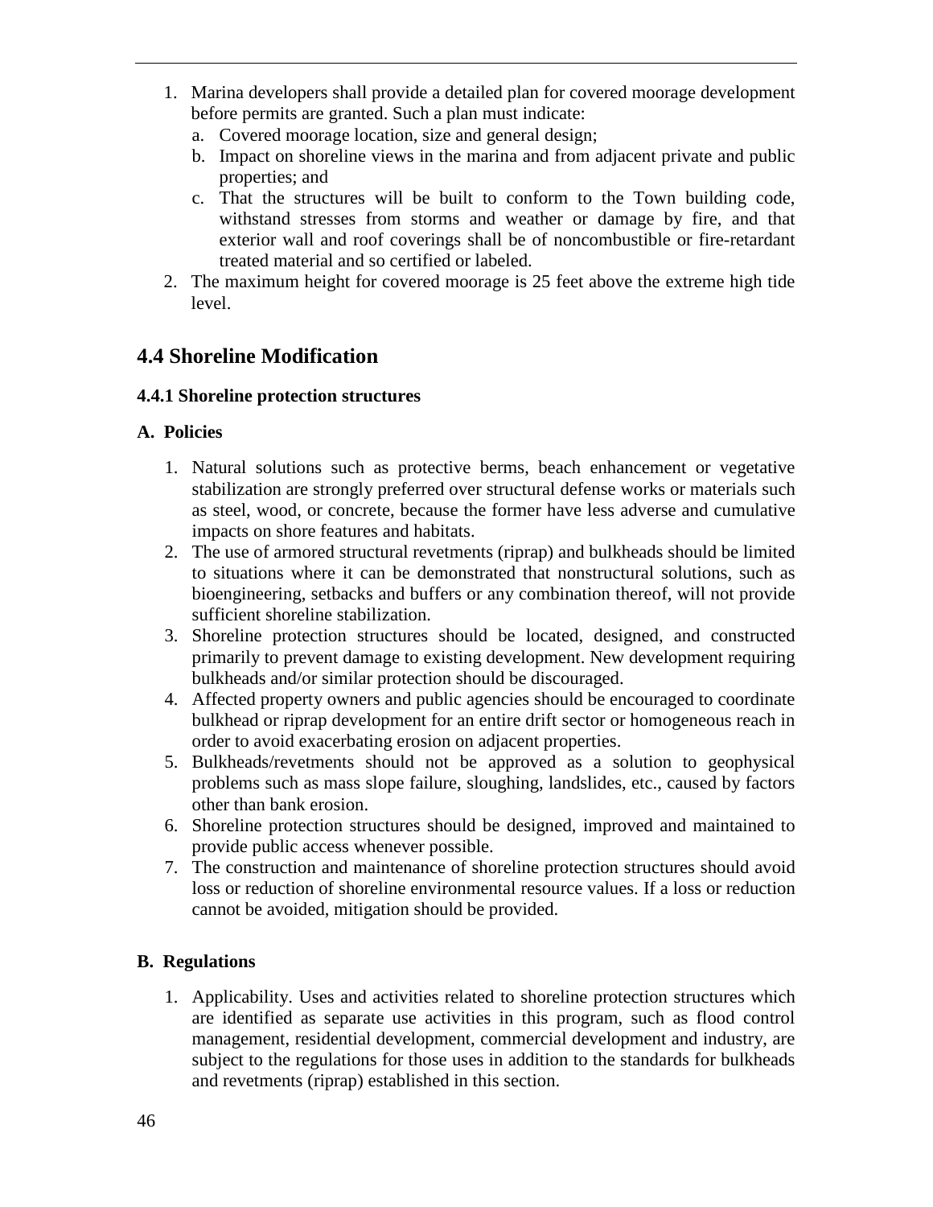1. Marina developers shall provide a detailed plan for covered moorage development before permits are granted. Such a plan must indicate:
   a. Covered moorage location, size and general design;
   b. Impact on shoreline views in the marina and from adjacent private and public properties; and
   c. That the structures will be built to conform to the Town building code, withstand stresses from storms and weather or damage by fire, and that exterior wall and roof coverings shall be of noncombustible or fire-retardant treated material and so certified or labeled.
2. The maximum height for covered moorage is 25 feet above the extreme high tide level.

## 4.4 Shoreline Modification

### 4.4.1 Shoreline protection structures

#### A. Policies

1. Natural solutions such as protective berms, beach enhancement or vegetative stabilization are strongly preferred over structural defense works or materials such as steel, wood, or concrete, because the former have less adverse and cumulative impacts on shore features and habitats.
2. The use of armored structural revetments (riprap) and bulkheads should be limited to situations where it can be demonstrated that nonstructural solutions, such as bioengineering, setbacks and buffers or any combination thereof, will not provide sufficient shoreline stabilization.
3. Shoreline protection structures should be located, designed, and constructed primarily to prevent damage to existing development. New development requiring bulkheads and/or similar protection should be discouraged.
4. Affected property owners and public agencies should be encouraged to coordinate bulkhead or riprap development for an entire drift sector or homogeneous reach in order to avoid exacerbating erosion on adjacent properties.
5. Bulkheads/revetments should not be approved as a solution to geophysical problems such as mass slope failure, sloughing, landslides, etc., caused by factors other than bank erosion.
6. Shoreline protection structures should be designed, improved and maintained to provide public access whenever possible.
7. The construction and maintenance of shoreline protection structures should avoid loss or reduction of shoreline environmental resource values. If a loss or reduction cannot be avoided, mitigation should be provided.

#### B. Regulations

1. Applicability. Uses and activities related to shoreline protection structures which are identified as separate use activities in this program, such as flood control management, residential development, commercial development and industry, are subject to the regulations for those uses in addition to the standards for bulkheads and revetments (riprap) established in this section.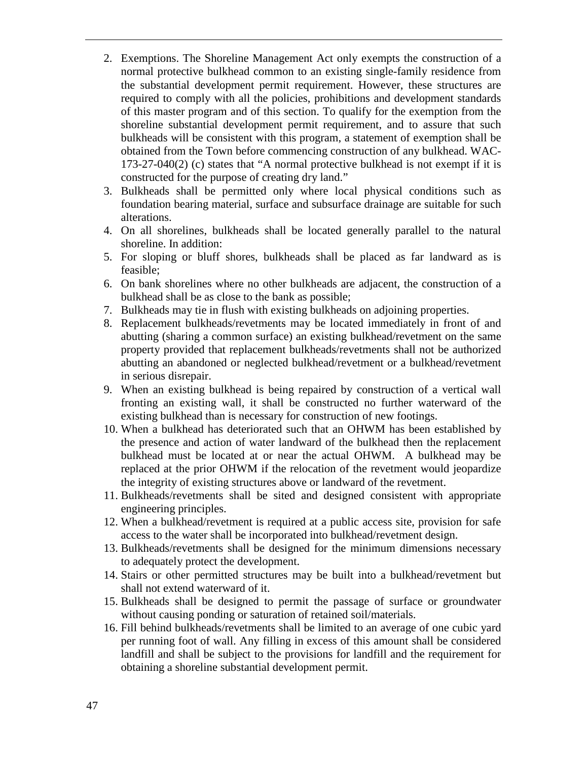2. Exemptions. The Shoreline Management Act only exempts the construction of a normal protective bulkhead common to an existing single-family residence from the substantial development permit requirement. However, these structures are required to comply with all the policies, prohibitions and development standards of this master program and of this section. To qualify for the exemption from the shoreline substantial development permit requirement, and to assure that such bulkheads will be consistent with this program, a statement of exemption shall be obtained from the Town before commencing construction of any bulkhead. WAC-173-27-040(2) (c) states that "A normal protective bulkhead is not exempt if it is constructed for the purpose of creating dry land."
3. Bulkheads shall be permitted only where local physical conditions such as foundation bearing material, surface and subsurface drainage are suitable for such alterations.
4. On all shorelines, bulkheads shall be located generally parallel to the natural shoreline. In addition:
5. For sloping or bluff shores, bulkheads shall be placed as far landward as is feasible;
6. On bank shorelines where no other bulkheads are adjacent, the construction of a bulkhead shall be as close to the bank as possible;
7. Bulkheads may tie in flush with existing bulkheads on adjoining properties.
8. Replacement bulkheads/revetments may be located immediately in front of and abutting (sharing a common surface) an existing bulkhead/revetment on the same property provided that replacement bulkheads/revetments shall not be authorized abutting an abandoned or neglected bulkhead/revetment or a bulkhead/revetment in serious disrepair.
9. When an existing bulkhead is being repaired by construction of a vertical wall fronting an existing wall, it shall be constructed no further waterward of the existing bulkhead than is necessary for construction of new footings.
10. When a bulkhead has deteriorated such that an OHWM has been established by the presence and action of water landward of the bulkhead then the replacement bulkhead must be located at or near the actual OHWM. A bulkhead may be replaced at the prior OHWM if the relocation of the revetment would jeopardize the integrity of existing structures above or landward of the revetment.
11. Bulkheads/revetments shall be sited and designed consistent with appropriate engineering principles.
12. When a bulkhead/revetment is required at a public access site, provision for safe access to the water shall be incorporated into bulkhead/revetment design.
13. Bulkheads/revetments shall be designed for the minimum dimensions necessary to adequately protect the development.
14. Stairs or other permitted structures may be built into a bulkhead/revetment but shall not extend waterward of it.
15. Bulkheads shall be designed to permit the passage of surface or groundwater without causing ponding or saturation of retained soil/materials.
16. Fill behind bulkheads/revetments shall be limited to an average of one cubic yard per running foot of wall. Any filling in excess of this amount shall be considered landfill and shall be subject to the provisions for landfill and the requirement for obtaining a shoreline substantial development permit.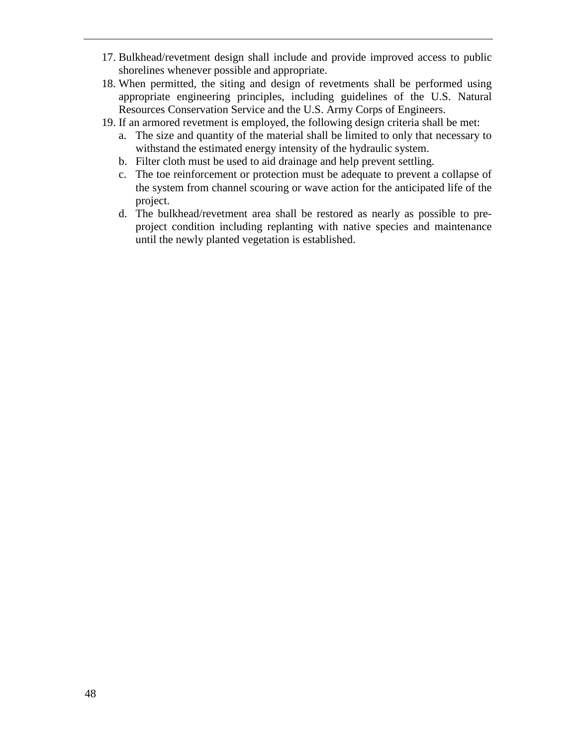17. Bulkhead/revetment design shall include and provide improved access to public shorelines whenever possible and appropriate.
18. When permitted, the siting and design of revetments shall be performed using appropriate engineering principles, including guidelines of the U.S. Natural Resources Conservation Service and the U.S. Army Corps of Engineers.
19. If an armored revetment is employed, the following design criteria shall be met:
    a. The size and quantity of the material shall be limited to only that necessary to withstand the estimated energy intensity of the hydraulic system.
    b. Filter cloth must be used to aid drainage and help prevent settling.
    c. The toe reinforcement or protection must be adequate to prevent a collapse of the system from channel scouring or wave action for the anticipated life of the project.
    d. The bulkhead/revetment area shall be restored as nearly as possible to pre-project condition including replanting with native species and maintenance until the newly planted vegetation is established.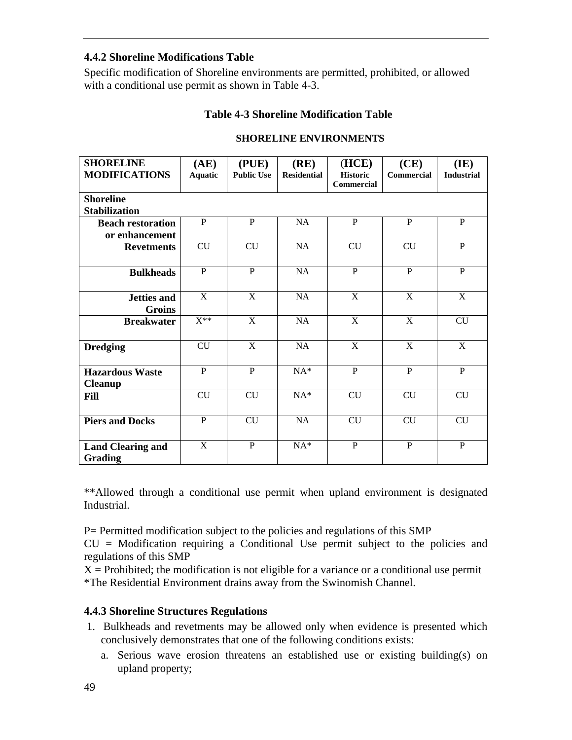### 4.4.2 Shoreline Modifications Table

Specific modification of Shoreline environments are permitted, prohibited, or allowed with a conditional use permit as shown in Table 4-3.

**Table 4-3 Shoreline Modification Table**

**SHORELINE ENVIRONMENTS**

| SHORELINE MODIFICATIONS | (AE) Aquatic | (PUE) Public Use | (RE) Residential | (HCE) Historic Commercial | (CE) Commercial | (IE) Industrial |
|---|---|---|---|---|---|---|
| **Shoreline Stabilization** | | | | | | |
| **Beach restoration or enhancement** | P | P | NA | P | P | P |
| **Revetments** | CU | CU | NA | CU | CU | P |
| **Bulkheads** | P | P | NA | P | P | P |
| **Jetties and Groins** | X | X | NA | X | X | X |
| **Breakwater** | X** | X | NA | X | X | CU |
| **Dredging** | CU | X | NA | X | X | X |
| **Hazardous Waste Cleanup** | P | P | NA* | P | P | P |
| **Fill** | CU | CU | NA* | CU | CU | CU |
| **Piers and Docks** | P | CU | NA | CU | CU | CU |
| **Land Clearing and Grading** | X | P | NA* | P | P | P |

**Allowed through a conditional use permit when upland environment is designated Industrial.

P= Permitted modification subject to the policies and regulations of this SMP

CU = Modification requiring a Conditional Use permit subject to the policies and regulations of this SMP

X = Prohibited; the modification is not eligible for a variance or a conditional use permit

*The Residential Environment drains away from the Swinomish Channel.

### 4.4.3 Shoreline Structures Regulations

1. Bulkheads and revetments may be allowed only when evidence is presented which conclusively demonstrates that one of the following conditions exists:
   a. Serious wave erosion threatens an established use or existing building(s) on upland property;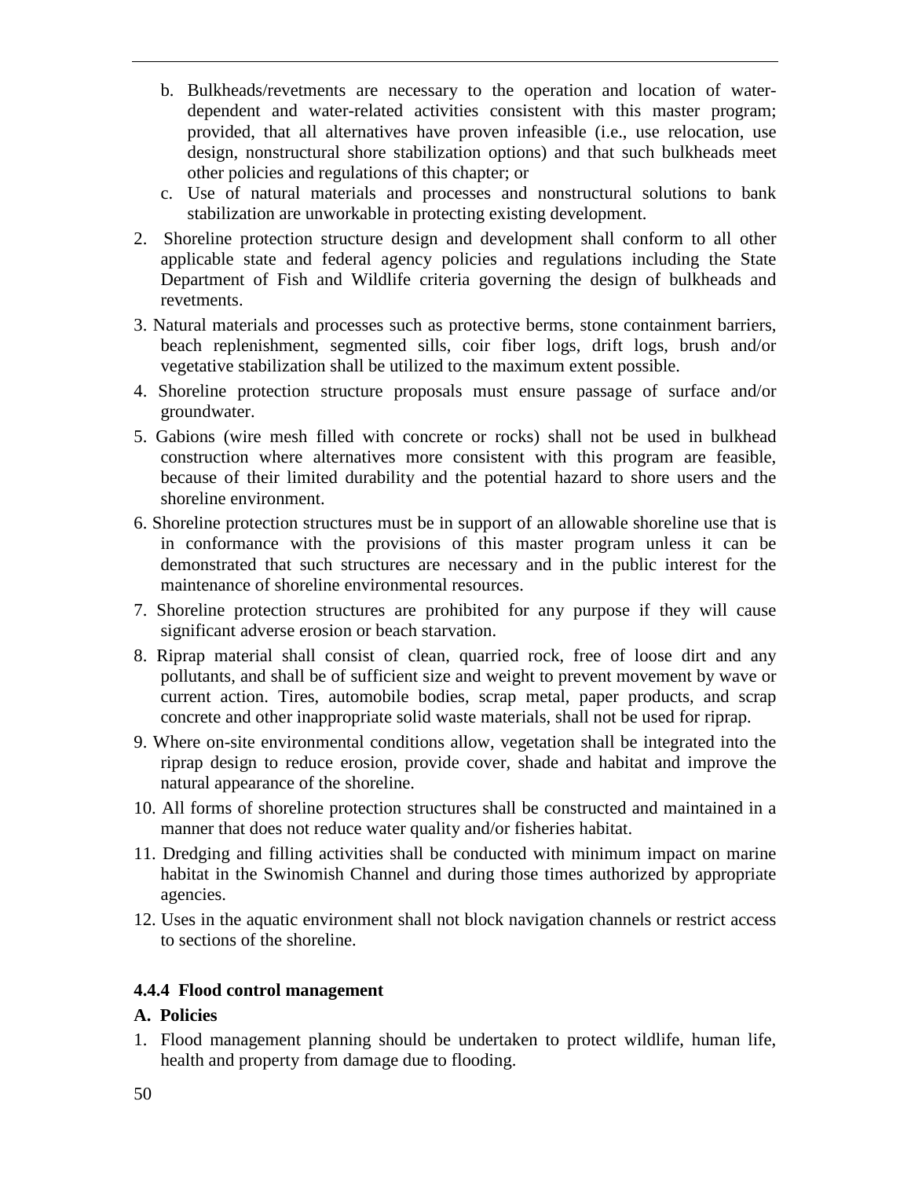b. Bulkheads/revetments are necessary to the operation and location of water-dependent and water-related activities consistent with this master program; provided, that all alternatives have proven infeasible (i.e., use relocation, use design, nonstructural shore stabilization options) and that such bulkheads meet other policies and regulations of this chapter; or

c. Use of natural materials and processes and nonstructural solutions to bank stabilization are unworkable in protecting existing development.

2. Shoreline protection structure design and development shall conform to all other applicable state and federal agency policies and regulations including the State Department of Fish and Wildlife criteria governing the design of bulkheads and revetments.
3. Natural materials and processes such as protective berms, stone containment barriers, beach replenishment, segmented sills, coir fiber logs, drift logs, brush and/or vegetative stabilization shall be utilized to the maximum extent possible.
4. Shoreline protection structure proposals must ensure passage of surface and/or groundwater.
5. Gabions (wire mesh filled with concrete or rocks) shall not be used in bulkhead construction where alternatives more consistent with this program are feasible, because of their limited durability and the potential hazard to shore users and the shoreline environment.
6. Shoreline protection structures must be in support of an allowable shoreline use that is in conformance with the provisions of this master program unless it can be demonstrated that such structures are necessary and in the public interest for the maintenance of shoreline environmental resources.
7. Shoreline protection structures are prohibited for any purpose if they will cause significant adverse erosion or beach starvation.
8. Riprap material shall consist of clean, quarried rock, free of loose dirt and any pollutants, and shall be of sufficient size and weight to prevent movement by wave or current action. Tires, automobile bodies, scrap metal, paper products, and scrap concrete and other inappropriate solid waste materials, shall not be used for riprap.
9. Where on-site environmental conditions allow, vegetation shall be integrated into the riprap design to reduce erosion, provide cover, shade and habitat and improve the natural appearance of the shoreline.
10. All forms of shoreline protection structures shall be constructed and maintained in a manner that does not reduce water quality and/or fisheries habitat.
11. Dredging and filling activities shall be conducted with minimum impact on marine habitat in the Swinomish Channel and during those times authorized by appropriate agencies.
12. Uses in the aquatic environment shall not block navigation channels or restrict access to sections of the shoreline.

### 4.4.4 Flood control management

#### A. Policies

1. Flood management planning should be undertaken to protect wildlife, human life, health and property from damage due to flooding.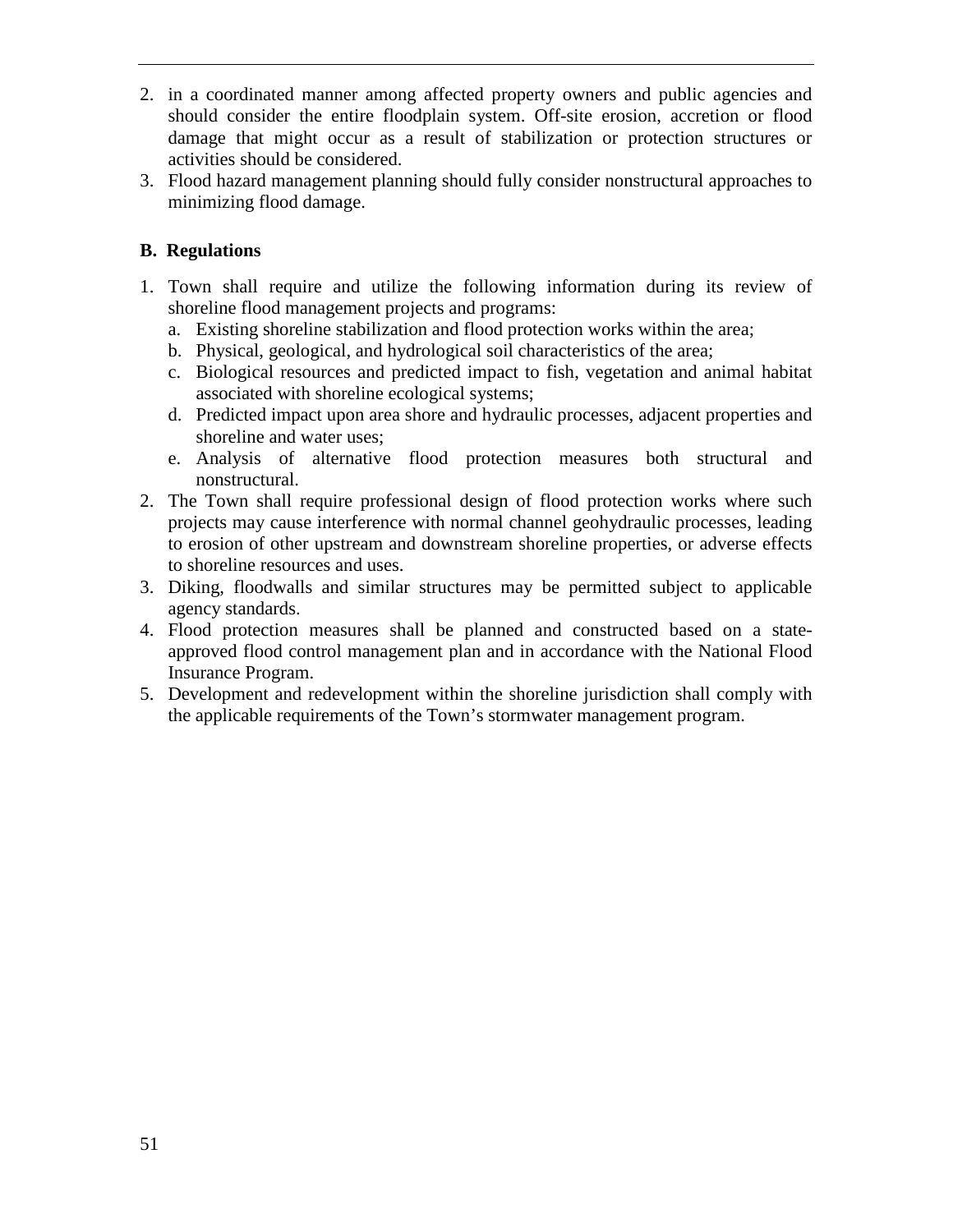2. in a coordinated manner among affected property owners and public agencies and should consider the entire floodplain system. Off-site erosion, accretion or flood damage that might occur as a result of stabilization or protection structures or activities should be considered.
3. Flood hazard management planning should fully consider nonstructural approaches to minimizing flood damage.

**B. Regulations**

1. Town shall require and utilize the following information during its review of shoreline flood management projects and programs:
   a. Existing shoreline stabilization and flood protection works within the area;
   b. Physical, geological, and hydrological soil characteristics of the area;
   c. Biological resources and predicted impact to fish, vegetation and animal habitat associated with shoreline ecological systems;
   d. Predicted impact upon area shore and hydraulic processes, adjacent properties and shoreline and water uses;
   e. Analysis of alternative flood protection measures both structural and nonstructural.
2. The Town shall require professional design of flood protection works where such projects may cause interference with normal channel geohydraulic processes, leading to erosion of other upstream and downstream shoreline properties, or adverse effects to shoreline resources and uses.
3. Diking, floodwalls and similar structures may be permitted subject to applicable agency standards.
4. Flood protection measures shall be planned and constructed based on a state-approved flood control management plan and in accordance with the National Flood Insurance Program.
5. Development and redevelopment within the shoreline jurisdiction shall comply with the applicable requirements of the Town's stormwater management program.